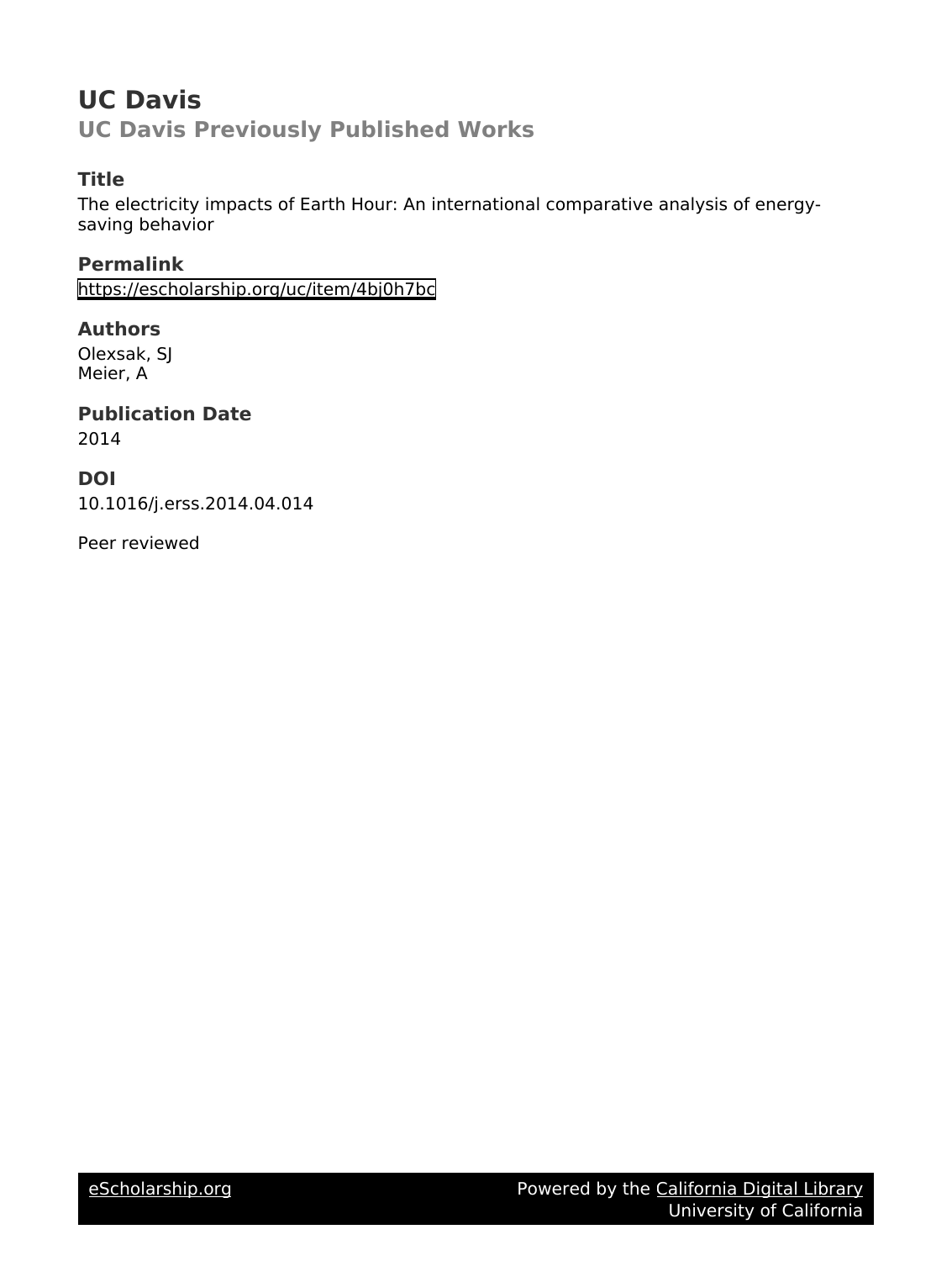# UC Davis

## UC Davis Previously Published Works

### Title

The electricity impacts of Earth Hour: An international comparative analysis of energy-saving behavior

### Permalink

https://escholarship.org/uc/item/4bj0h7bc

### Authors

Olexsak, SJ
Meier, A

### Publication Date

2014

### DOI

10.1016/j.erss.2014.04.014

Peer reviewed

eScholarship.org Powered by the California Digital Library University of California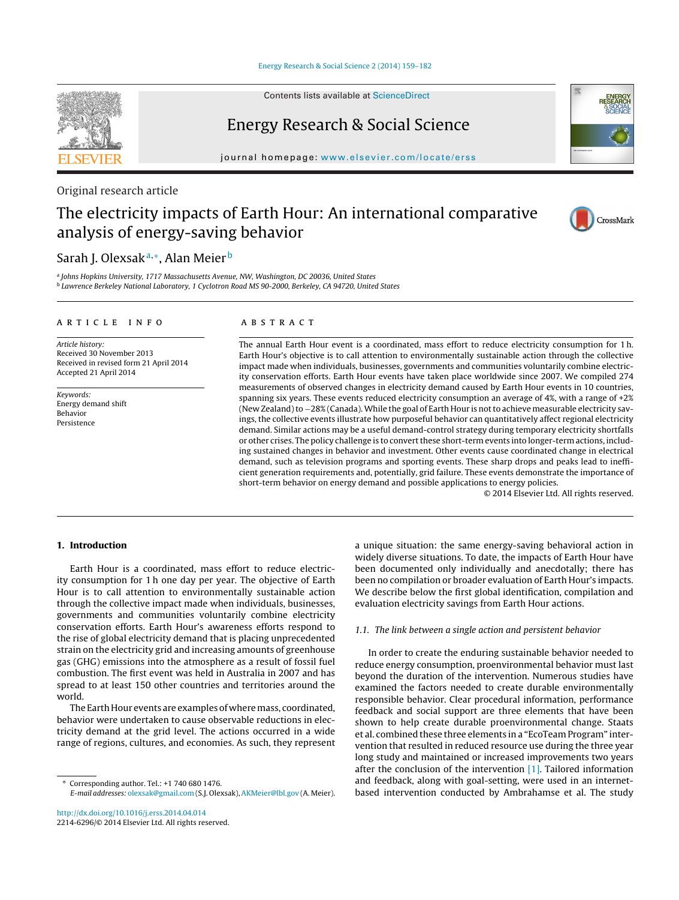Original research article

# The electricity impacts of Earth Hour: An international comparative analysis of energy-saving behavior

Sarah J. Olexsak[a,*], Alan Meier[b]

[a] Johns Hopkins University, 1717 Massachusetts Avenue, NW, Washington, DC 20036, United States
[b] Lawrence Berkeley National Laboratory, 1 Cyclotron Road MS 90-2000, Berkeley, CA 94720, United States

## ARTICLE INFO

*Article history:*
Received 30 November 2013
Received in revised form 21 April 2014
Accepted 21 April 2014

*Keywords:*
Energy demand shift
Behavior
Persistence

## ABSTRACT

The annual Earth Hour event is a coordinated, mass effort to reduce electricity consumption for 1 h. Earth Hour's objective is to call attention to environmentally sustainable action through the collective impact made when individuals, businesses, governments and communities voluntarily combine electricity conservation efforts. Earth Hour events have taken place worldwide since 2007. We compiled 274 measurements of observed changes in electricity demand caused by Earth Hour events in 10 countries, spanning six years. These events reduced electricity consumption an average of 4%, with a range of +2% (New Zealand) to −28% (Canada). While the goal of Earth Hour is not to achieve measurable electricity savings, the collective events illustrate how purposeful behavior can quantitatively affect regional electricity demand. Similar actions may be a useful demand-control strategy during temporary electricity shortfalls or other crises. The policy challenge is to convert these short-term events into longer-term actions, including sustained changes in behavior and investment. Other events cause coordinated change in electrical demand, such as television programs and sporting events. These sharp drops and peaks lead to inefficient generation requirements and, potentially, grid failure. These events demonstrate the importance of short-term behavior on energy demand and possible applications to energy policies.

© 2014 Elsevier Ltd. All rights reserved.

## 1. Introduction

Earth Hour is a coordinated, mass effort to reduce electricity consumption for 1 h one day per year. The objective of Earth Hour is to call attention to environmentally sustainable action through the collective impact made when individuals, businesses, governments and communities voluntarily combine electricity conservation efforts. Earth Hour's awareness efforts respond to the rise of global electricity demand that is placing unprecedented strain on the electricity grid and increasing amounts of greenhouse gas (GHG) emissions into the atmosphere as a result of fossil fuel combustion. The first event was held in Australia in 2007 and has spread to at least 150 other countries and territories around the world.

The Earth Hour events are examples of where mass, coordinated, behavior were undertaken to cause observable reductions in electricity demand at the grid level. The actions occurred in a wide range of regions, cultures, and economies. As such, they represent a unique situation: the same energy-saving behavioral action in widely diverse situations. To date, the impacts of Earth Hour have been documented only individually and anecdotally; there has been no compilation or broader evaluation of Earth Hour's impacts. We describe below the first global identification, compilation and evaluation electricity savings from Earth Hour actions.

### 1.1. The link between a single action and persistent behavior

In order to create the enduring sustainable behavior needed to reduce energy consumption, proenvironmental behavior must last beyond the duration of the intervention. Numerous studies have examined the factors needed to create durable environmentally responsible behavior. Clear procedural information, performance feedback and social support are three elements that have been shown to help create durable proenvironmental change. Staats et al. combined these three elements in a "EcoTeam Program" intervention that resulted in reduced resource use during the three year long study and maintained or increased improvements two years after the conclusion of the intervention [1]. Tailored information and feedback, along with goal-setting, were used in an internet-based intervention conducted by Ambrahamse et al. The study

* Corresponding author. Tel.: +1 740 680 1476.
*E-mail addresses:* olexsak@gmail.com (S.J. Olexsak), AKMeier@lbl.gov (A. Meier).

http://dx.doi.org/10.1016/j.erss.2014.04.014
2214-6296/© 2014 Elsevier Ltd. All rights reserved.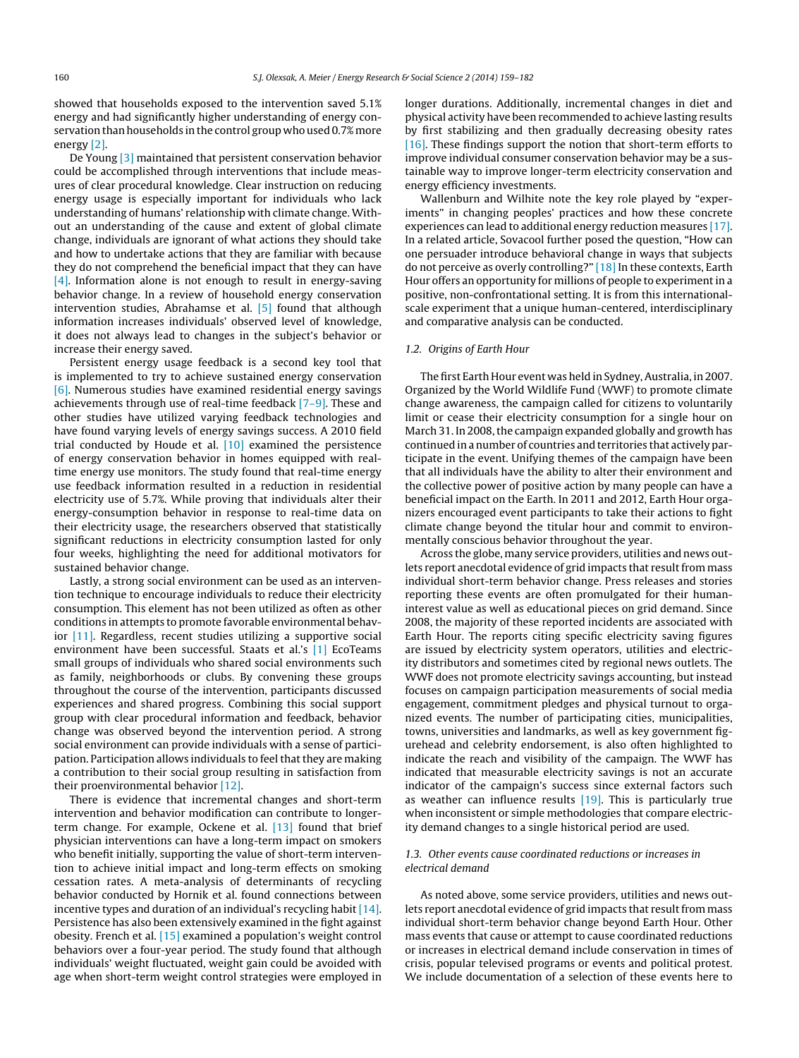showed that households exposed to the intervention saved 5.1% energy and had significantly higher understanding of energy conservation than households in the control group who used 0.7% more energy [2].

De Young [3] maintained that persistent conservation behavior could be accomplished through interventions that include measures of clear procedural knowledge. Clear instruction on reducing energy usage is especially important for individuals who lack understanding of humans' relationship with climate change. Without an understanding of the cause and extent of global climate change, individuals are ignorant of what actions they should take and how to undertake actions that they are familiar with because they do not comprehend the beneficial impact that they can have [4]. Information alone is not enough to result in energy-saving behavior change. In a review of household energy conservation intervention studies, Abrahamse et al. [5] found that although information increases individuals' observed level of knowledge, it does not always lead to changes in the subject's behavior or increase their energy saved.

Persistent energy usage feedback is a second key tool that is implemented to try to achieve sustained energy conservation [6]. Numerous studies have examined residential energy savings achievements through use of real-time feedback [7–9]. These and other studies have utilized varying feedback technologies and have found varying levels of energy savings success. A 2010 field trial conducted by Houde et al. [10] examined the persistence of energy conservation behavior in homes equipped with real-time energy use monitors. The study found that real-time energy use feedback information resulted in a reduction in residential electricity use of 5.7%. While proving that individuals alter their energy-consumption behavior in response to real-time data on their electricity usage, the researchers observed that statistically significant reductions in electricity consumption lasted for only four weeks, highlighting the need for additional motivators for sustained behavior change.

Lastly, a strong social environment can be used as an intervention technique to encourage individuals to reduce their electricity consumption. This element has not been utilized as often as other conditions in attempts to promote favorable environmental behavior [11]. Regardless, recent studies utilizing a supportive social environment have been successful. Staats et al.'s [1] EcoTeams small groups of individuals who shared social environments such as family, neighborhoods or clubs. By convening these groups throughout the course of the intervention, participants discussed experiences and shared progress. Combining this social support group with clear procedural information and feedback, behavior change was observed beyond the intervention period. A strong social environment can provide individuals with a sense of participation. Participation allows individuals to feel that they are making a contribution to their social group resulting in satisfaction from their proenvironmental behavior [12].

There is evidence that incremental changes and short-term intervention and behavior modification can contribute to longer-term change. For example, Ockene et al. [13] found that brief physician interventions can have a long-term impact on smokers who benefit initially, supporting the value of short-term intervention to achieve initial impact and long-term effects on smoking cessation rates. A meta-analysis of determinants of recycling behavior conducted by Hornik et al. found connections between incentive types and duration of an individual's recycling habit [14]. Persistence has also been extensively examined in the fight against obesity. French et al. [15] examined a population's weight control behaviors over a four-year period. The study found that although individuals' weight fluctuated, weight gain could be avoided with age when short-term weight control strategies were employed in longer durations. Additionally, incremental changes in diet and physical activity have been recommended to achieve lasting results by first stabilizing and then gradually decreasing obesity rates [16]. These findings support the notion that short-term efforts to improve individual consumer conservation behavior may be a sustainable way to improve longer-term electricity conservation and energy efficiency investments.

Wallenburn and Wilhite note the key role played by "experiments" in changing peoples' practices and how these concrete experiences can lead to additional energy reduction measures [17]. In a related article, Sovacool further posed the question, "How can one persuader introduce behavioral change in ways that subjects do not perceive as overly controlling?" [18] In these contexts, Earth Hour offers an opportunity for millions of people to experiment in a positive, non-confrontational setting. It is from this international-scale experiment that a unique human-centered, interdisciplinary and comparative analysis can be conducted.

### 1.2. Origins of Earth Hour

The first Earth Hour event was held in Sydney, Australia, in 2007. Organized by the World Wildlife Fund (WWF) to promote climate change awareness, the campaign called for citizens to voluntarily limit or cease their electricity consumption for a single hour on March 31. In 2008, the campaign expanded globally and growth has continued in a number of countries and territories that actively participate in the event. Unifying themes of the campaign have been that all individuals have the ability to alter their environment and the collective power of positive action by many people can have a beneficial impact on the Earth. In 2011 and 2012, Earth Hour organizers encouraged event participants to take their actions to fight climate change beyond the titular hour and commit to environmentally conscious behavior throughout the year.

Across the globe, many service providers, utilities and news outlets report anecdotal evidence of grid impacts that result from mass individual short-term behavior change. Press releases and stories reporting these events are often promulgated for their human-interest value as well as educational pieces on grid demand. Since 2008, the majority of these reported incidents are associated with Earth Hour. The reports citing specific electricity saving figures are issued by electricity system operators, utilities and electricity distributors and sometimes cited by regional news outlets. The WWF does not promote electricity savings accounting, but instead focuses on campaign participation measurements of social media engagement, commitment pledges and physical turnout to organized events. The number of participating cities, municipalities, towns, universities and landmarks, as well as key government figurehead and celebrity endorsement, is also often highlighted to indicate the reach and visibility of the campaign. The WWF has indicated that measurable electricity savings is not an accurate indicator of the campaign's success since external factors such as weather can influence results [19]. This is particularly true when inconsistent or simple methodologies that compare electricity demand changes to a single historical period are used.

### 1.3. Other events cause coordinated reductions or increases in electrical demand

As noted above, some service providers, utilities and news outlets report anecdotal evidence of grid impacts that result from mass individual short-term behavior change beyond Earth Hour. Other mass events that cause or attempt to cause coordinated reductions or increases in electrical demand include conservation in times of crisis, popular televised programs or events and political protest. We include documentation of a selection of these events here to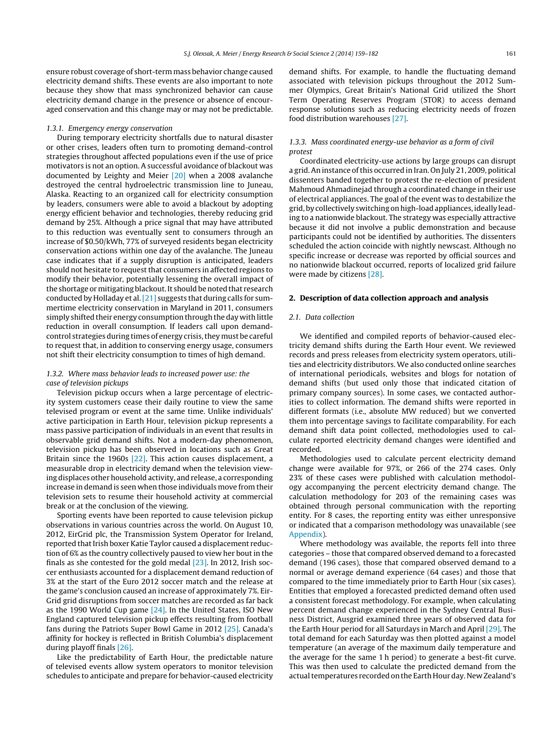ensure robust coverage of short-term mass behavior change caused electricity demand shifts. These events are also important to note because they show that mass synchronized behavior can cause electricity demand change in the presence or absence of encouraged conservation and this change may or may not be predictable.

#### 1.3.1. Emergency energy conservation

During temporary electricity shortfalls due to natural disaster or other crises, leaders often turn to promoting demand-control strategies throughout affected populations even if the use of price motivators is not an option. A successful avoidance of blackout was documented by Leighty and Meier [20] when a 2008 avalanche destroyed the central hydroelectric transmission line to Juneau, Alaska. Reacting to an organized call for electricity consumption by leaders, consumers were able to avoid a blackout by adopting energy efficient behavior and technologies, thereby reducing grid demand by 25%. Although a price signal that may have attributed to this reduction was eventually sent to consumers through an increase of $0.50/kWh, 77% of surveyed residents began electricity conservation actions within one day of the avalanche. The Juneau case indicates that if a supply disruption is anticipated, leaders should not hesitate to request that consumers in affected regions to modify their behavior, potentially lessening the overall impact of the shortage or mitigating blackout. It should be noted that research conducted by Holladay et al. [21] suggests that during calls for summertime electricity conservation in Maryland in 2011, consumers simply shifted their energy consumption through the day with little reduction in overall consumption. If leaders call upon demand-control strategies during times of energy crisis, they must be careful to request that, in addition to conserving energy usage, consumers not shift their electricity consumption to times of high demand.

#### 1.3.2. Where mass behavior leads to increased power use: the case of television pickups

Television pickup occurs when a large percentage of electricity system customers cease their daily routine to view the same televised program or event at the same time. Unlike individuals' active participation in Earth Hour, television pickup represents a mass passive participation of individuals in an event that results in observable grid demand shifts. Not a modern-day phenomenon, television pickup has been observed in locations such as Great Britain since the 1960s [22]. This action causes displacement, a measurable drop in electricity demand when the television viewing displaces other household activity, and release, a corresponding increase in demand is seen when those individuals move from their television sets to resume their household activity at commercial break or at the conclusion of the viewing.

Sporting events have been reported to cause television pickup observations in various countries across the world. On August 10, 2012, EirGrid plc, the Transmission System Operator for Ireland, reported that Irish boxer Katie Taylor caused a displacement reduction of 6% as the country collectively paused to view her bout in the finals as she contested for the gold medal [23]. In 2012, Irish soccer enthusiasts accounted for a displacement demand reduction of 3% at the start of the Euro 2012 soccer match and the release at the game's conclusion caused an increase of approximately 7%. EirGrid grid disruptions from soccer matches are recorded as far back as the 1990 World Cup game [24]. In the United States, ISO New England captured television pickup effects resulting from football fans during the Patriots Super Bowl Game in 2012 [25]. Canada's affinity for hockey is reflected in British Columbia's displacement during playoff finals [26].

Like the predictability of Earth Hour, the predictable nature of televised events allow system operators to monitor television schedules to anticipate and prepare for behavior-caused electricity demand shifts. For example, to handle the fluctuating demand associated with television pickups throughout the 2012 Summer Olympics, Great Britain's National Grid utilized the Short Term Operating Reserves Program (STOR) to access demand response solutions such as reducing electricity needs of frozen food distribution warehouses [27].

#### 1.3.3. Mass coordinated energy-use behavior as a form of civil protest

Coordinated electricity-use actions by large groups can disrupt a grid. An instance of this occurred in Iran. On July 21, 2009, political dissenters banded together to protest the re-election of president Mahmoud Ahmadinejad through a coordinated change in their use of electrical appliances. The goal of the event was to destabilize the grid, by collectively switching on high-load appliances, ideally leading to a nationwide blackout. The strategy was especially attractive because it did not involve a public demonstration and because participants could not be identified by authorities. The dissenters scheduled the action coincide with nightly newscast. Although no specific increase or decrease was reported by official sources and no nationwide blackout occurred, reports of localized grid failure were made by citizens [28].

## 2. Description of data collection approach and analysis

### 2.1. Data collection

We identified and compiled reports of behavior-caused electricity demand shifts during the Earth Hour event. We reviewed records and press releases from electricity system operators, utilities and electricity distributors. We also conducted online searches of international periodicals, websites and blogs for notation of demand shifts (but used only those that indicated citation of primary company sources). In some cases, we contacted authorities to collect information. The demand shifts were reported in different formats (i.e., absolute MW reduced) but we converted them into percentage savings to facilitate comparability. For each demand shift data point collected, methodologies used to calculate reported electricity demand changes were identified and recorded.

Methodologies used to calculate percent electricity demand change were available for 97%, or 266 of the 274 cases. Only 23% of these cases were published with calculation methodology accompanying the percent electricity demand change. The calculation methodology for 203 of the remaining cases was obtained through personal communication with the reporting entity. For 8 cases, the reporting entity was either unresponsive or indicated that a comparison methodology was unavailable (see Appendix).

Where methodology was available, the reports fell into three categories – those that compared observed demand to a forecasted demand (196 cases), those that compared observed demand to a normal or average demand experience (64 cases) and those that compared to the time immediately prior to Earth Hour (six cases). Entities that employed a forecasted predicted demand often used a consistent forecast methodology. For example, when calculating percent demand change experienced in the Sydney Central Business District, Ausgrid examined three years of observed data for the Earth Hour period for all Saturdays in March and April [29]. The total demand for each Saturday was then plotted against a model temperature (an average of the maximum daily temperature and the average for the same 1 h period) to generate a best-fit curve. This was then used to calculate the predicted demand from the actual temperatures recorded on the Earth Hour day. New Zealand's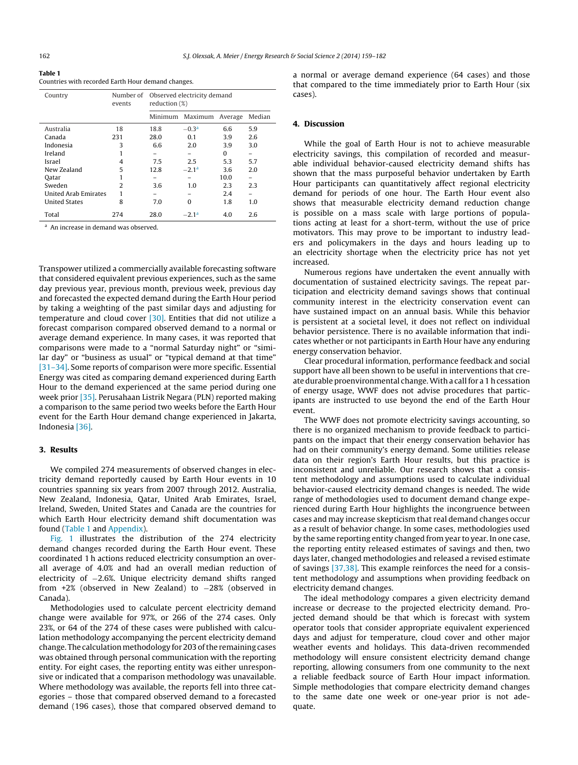**Table 1**
Countries with recorded Earth Hour demand changes.

| Country | Number of events | Observed electricity demand reduction (%) | | | |
|---|---|---|---|---|---|
| | | Minimum | Maximum | Average | Median |
| Australia | 18 | 18.8 | −0.3[a] | 6.6 | 5.9 |
| Canada | 231 | 28.0 | 0.1 | 3.9 | 2.6 |
| Indonesia | 3 | 6.6 | 2.0 | 3.9 | 3.0 |
| Ireland | 1 | – | – | 0 | – |
| Israel | 4 | 7.5 | 2.5 | 5.3 | 5.7 |
| New Zealand | 5 | 12.8 | −2.1[a] | 3.6 | 2.0 |
| Qatar | 1 | – | – | 10.0 | – |
| Sweden | 2 | 3.6 | 1.0 | 2.3 | 2.3 |
| United Arab Emirates | 1 | – | – | 2.4 | – |
| United States | 8 | 7.0 | 0 | 1.8 | 1.0 |
| Total | 274 | 28.0 | −2.1[a] | 4.0 | 2.6 |

[a] An increase in demand was observed.

Transpower utilized a commercially available forecasting software that considered equivalent previous experiences, such as the same day previous year, previous month, previous week, previous day and forecasted the expected demand during the Earth Hour period by taking a weighting of the past similar days and adjusting for temperature and cloud cover [30]. Entities that did not utilize a forecast comparison compared observed demand to a normal or average demand experience. In many cases, it was reported that comparisons were made to a "normal Saturday night" or "similar day" or "business as usual" or "typical demand at that time" [31–34]. Some reports of comparison were more specific. Essential Energy was cited as comparing demand experienced during Earth Hour to the demand experienced at the same period during one week prior [35]. Perusahaan Listrik Negara (PLN) reported making a comparison to the same period two weeks before the Earth Hour event for the Earth Hour demand change experienced in Jakarta, Indonesia [36].

## 3. Results

We compiled 274 measurements of observed changes in electricity demand reportedly caused by Earth Hour events in 10 countries spanning six years from 2007 through 2012. Australia, New Zealand, Indonesia, Qatar, United Arab Emirates, Israel, Ireland, Sweden, United States and Canada are the countries for which Earth Hour electricity demand shift documentation was found (Table 1 and Appendix).

Fig. 1 illustrates the distribution of the 274 electricity demand changes recorded during the Earth Hour event. These coordinated 1 h actions reduced electricity consumption an overall average of 4.0% and had an overall median reduction of electricity of −2.6%. Unique electricity demand shifts ranged from +2% (observed in New Zealand) to −28% (observed in Canada).

Methodologies used to calculate percent electricity demand change were available for 97%, or 266 of the 274 cases. Only 23%, or 64 of the 274 of these cases were published with calculation methodology accompanying the percent electricity demand change. The calculation methodology for 203 of the remaining cases was obtained through personal communication with the reporting entity. For eight cases, the reporting entity was either unresponsive or indicated that a comparison methodology was unavailable. Where methodology was available, the reports fell into three categories – those that compared observed demand to a forecasted demand (196 cases), those that compared observed demand to a normal or average demand experience (64 cases) and those that compared to the time immediately prior to Earth Hour (six cases).

## 4. Discussion

While the goal of Earth Hour is not to achieve measurable electricity savings, this compilation of recorded and measurable individual behavior-caused electricity demand shifts has shown that the mass purposeful behavior undertaken by Earth Hour participants can quantitatively affect regional electricity demand for periods of one hour. The Earth Hour event also shows that measurable electricity demand reduction change is possible on a mass scale with large portions of populations acting at least for a short-term, without the use of price motivators. This may prove to be important to industry leaders and policymakers in the days and hours leading up to an electricity shortage when the electricity price has not yet increased.

Numerous regions have undertaken the event annually with documentation of sustained electricity savings. The repeat participation and electricity demand savings shows that continual community interest in the electricity conservation event can have sustained impact on an annual basis. While this behavior is persistent at a societal level, it does not reflect on individual behavior persistence. There is no available information that indicates whether or not participants in Earth Hour have any enduring energy conservation behavior.

Clear procedural information, performance feedback and social support have all been shown to be useful in interventions that create durable proenvironmental change. With a call for a 1 h cessation of energy usage, WWF does not advise procedures that participants are instructed to use beyond the end of the Earth Hour event.

The WWF does not promote electricity savings accounting, so there is no organized mechanism to provide feedback to participants on the impact that their energy conservation behavior has had on their community's energy demand. Some utilities release data on their region's Earth Hour results, but this practice is inconsistent and unreliable. Our research shows that a consistent methodology and assumptions used to calculate individual behavior-caused electricity demand changes is needed. The wide range of methodologies used to document demand change experienced during Earth Hour highlights the incongruence between cases and may increase skepticism that real demand changes occur as a result of behavior change. In some cases, methodologies used by the same reporting entity changed from year to year. In one case, the reporting entity released estimates of savings and then, two days later, changed methodologies and released a revised estimate of savings [37,38]. This example reinforces the need for a consistent methodology and assumptions when providing feedback on electricity demand changes.

The ideal methodology compares a given electricity demand increase or decrease to the projected electricity demand. Projected demand should be that which is forecast with system operator tools that consider appropriate equivalent experienced days and adjust for temperature, cloud cover and other major weather events and holidays. This data-driven recommended methodology will ensure consistent electricity demand change reporting, allowing consumers from one community to the next a reliable feedback source of Earth Hour impact information. Simple methodologies that compare electricity demand changes to the same date one week or one-year prior is not adequate.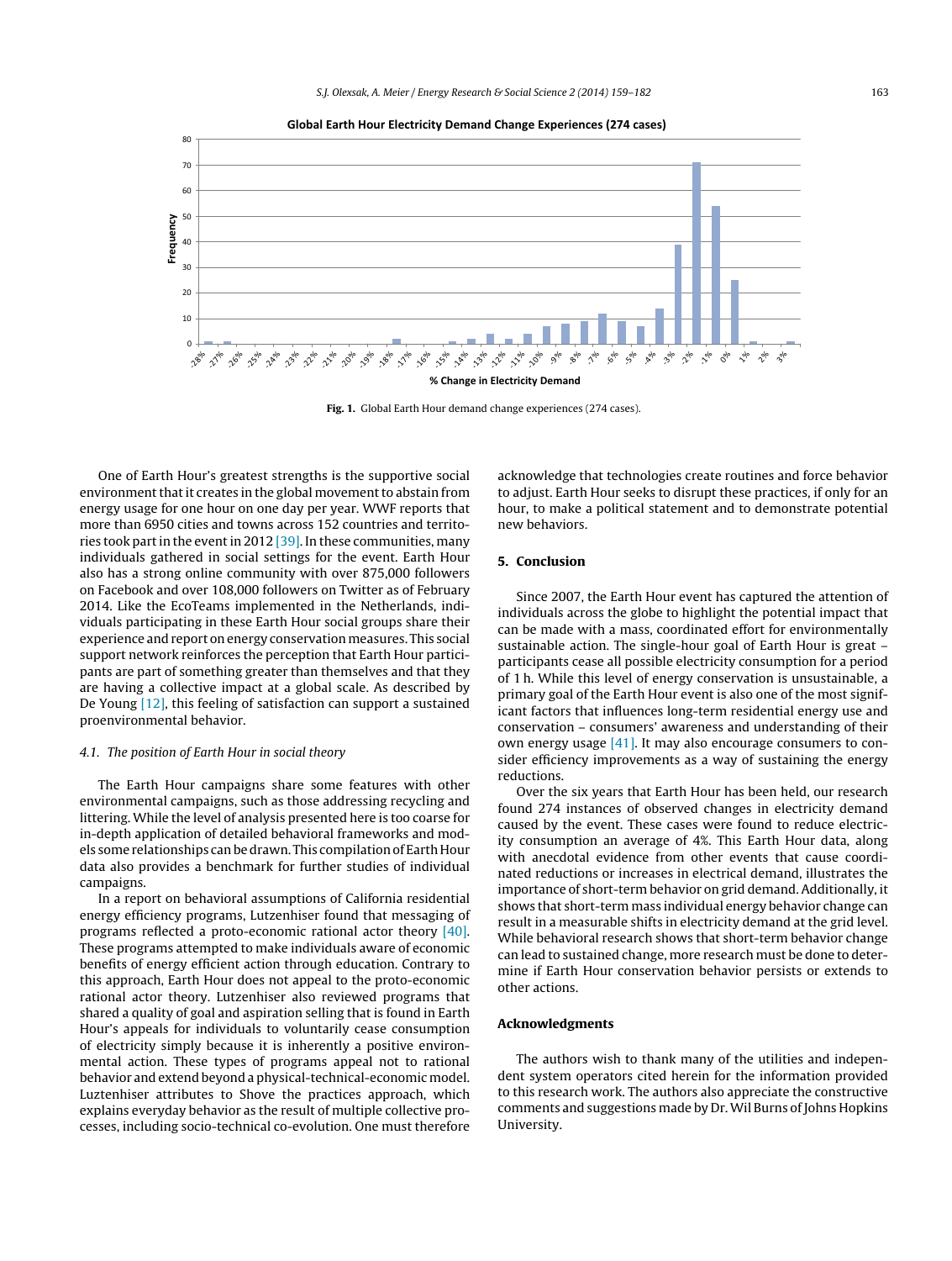**Fig. 1.** Global Earth Hour demand change experiences (274 cases).

One of Earth Hour's greatest strengths is the supportive social environment that it creates in the global movement to abstain from energy usage for one hour on one day per year. WWF reports that more than 6950 cities and towns across 152 countries and territories took part in the event in 2012 [39]. In these communities, many individuals gathered in social settings for the event. Earth Hour also has a strong online community with over 875,000 followers on Facebook and over 108,000 followers on Twitter as of February 2014. Like the EcoTeams implemented in the Netherlands, individuals participating in these Earth Hour social groups share their experience and report on energy conservation measures. This social support network reinforces the perception that Earth Hour participants are part of something greater than themselves and that they are having a collective impact at a global scale. As described by De Young [12], this feeling of satisfaction can support a sustained proenvironmental behavior.

### 4.1. The position of Earth Hour in social theory

The Earth Hour campaigns share some features with other environmental campaigns, such as those addressing recycling and littering. While the level of analysis presented here is too coarse for in-depth application of detailed behavioral frameworks and models some relationships can be drawn. This compilation of Earth Hour data also provides a benchmark for further studies of individual campaigns.

In a report on behavioral assumptions of California residential energy efficiency programs, Lutzenhiser found that messaging of programs reflected a proto-economic rational actor theory [40]. These programs attempted to make individuals aware of economic benefits of energy efficient action through education. Contrary to this approach, Earth Hour does not appeal to the proto-economic rational actor theory. Lutzenhiser also reviewed programs that shared a quality of goal and aspiration selling that is found in Earth Hour's appeals for individuals to voluntarily cease consumption of electricity simply because it is inherently a positive environmental action. These types of programs appeal not to rational behavior and extend beyond a physical-technical-economic model. Luztenhiser attributes to Shove the practices approach, which explains everyday behavior as the result of multiple collective processes, including socio-technical co-evolution. One must therefore acknowledge that technologies create routines and force behavior to adjust. Earth Hour seeks to disrupt these practices, if only for an hour, to make a political statement and to demonstrate potential new behaviors.

## 5. Conclusion

Since 2007, the Earth Hour event has captured the attention of individuals across the globe to highlight the potential impact that can be made with a mass, coordinated effort for environmentally sustainable action. The single-hour goal of Earth Hour is great – participants cease all possible electricity consumption for a period of 1 h. While this level of energy conservation is unsustainable, a primary goal of the Earth Hour event is also one of the most significant factors that influences long-term residential energy use and conservation – consumers' awareness and understanding of their own energy usage [41]. It may also encourage consumers to consider efficiency improvements as a way of sustaining the energy reductions.

Over the six years that Earth Hour has been held, our research found 274 instances of observed changes in electricity demand caused by the event. These cases were found to reduce electricity consumption an average of 4%. This Earth Hour data, along with anecdotal evidence from other events that cause coordinated reductions or increases in electrical demand, illustrates the importance of short-term behavior on grid demand. Additionally, it shows that short-term mass individual energy behavior change can result in a measurable shifts in electricity demand at the grid level. While behavioral research shows that short-term behavior change can lead to sustained change, more research must be done to determine if Earth Hour conservation behavior persists or extends to other actions.

## Acknowledgments

The authors wish to thank many of the utilities and independent system operators cited herein for the information provided to this research work. The authors also appreciate the constructive comments and suggestions made by Dr. Wil Burns of Johns Hopkins University.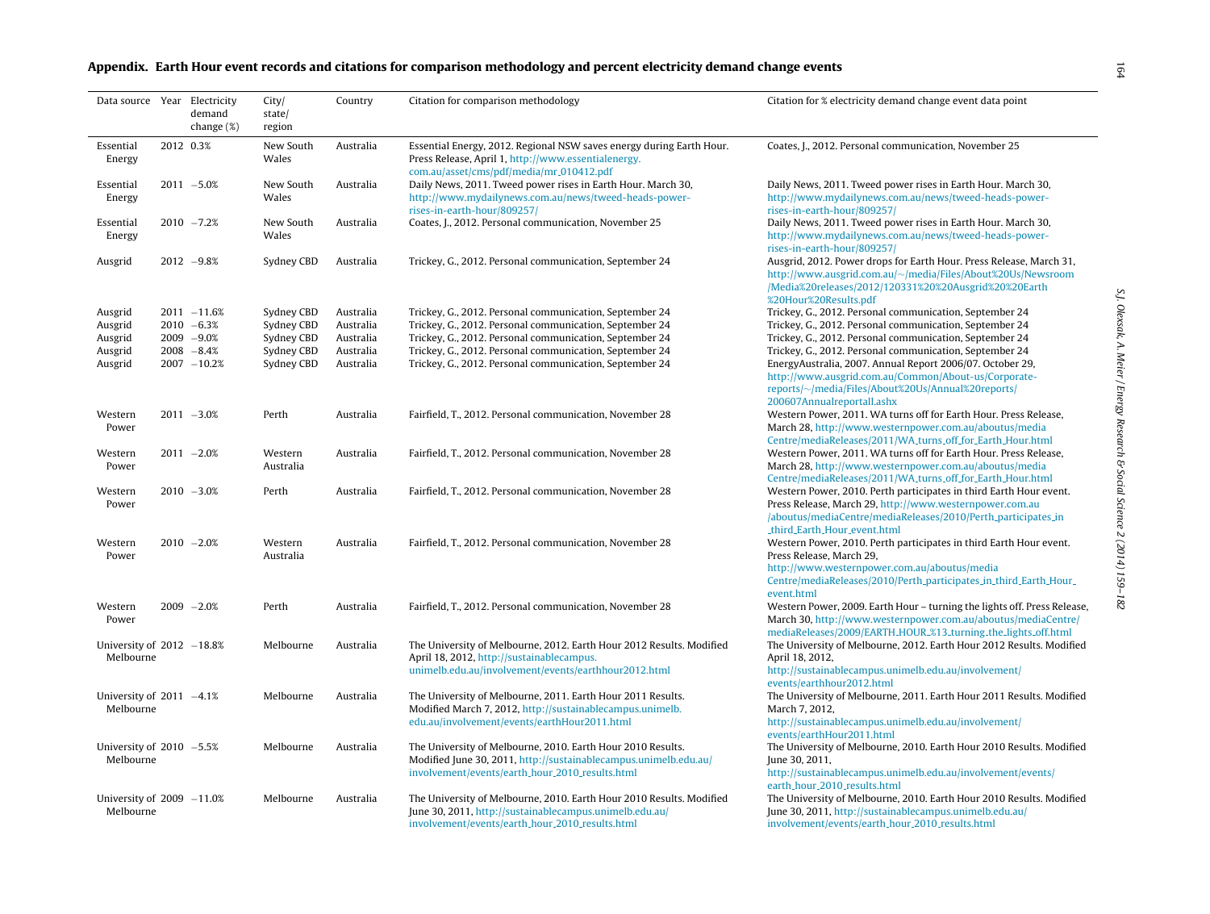## Appendix. Earth Hour event records and citations for comparison methodology and percent electricity demand change events

| Data source | Year | Electricity demand change (%) | City/ state/ region | Country | Citation for comparison methodology | Citation for % electricity demand change event data point |
|---|---|---|---|---|---|---|
| Essential Energy | 2012 | 0.3% | New South Wales | Australia | Essential Energy, 2012. Regional NSW saves energy during Earth Hour. Press Release, April 1, http://www.essentialenergy.com.au/asset/cms/pdf/media/mr_010412.pdf | Coates, J., 2012. Personal communication, November 25 |
| Essential Energy | 2011 | −5.0% | New South Wales | Australia | Daily News, 2011. Tweed power rises in Earth Hour. March 30, http://www.mydailynews.com.au/news/tweed-heads-power-rises-in-earth-hour/809257/ | Daily News, 2011. Tweed power rises in Earth Hour. March 30, http://www.mydailynews.com.au/news/tweed-heads-power-rises-in-earth-hour/809257/ |
| Essential Energy | 2010 | −7.2% | New South Wales | Australia | Coates, J., 2012. Personal communication, November 25 | Daily News, 2011. Tweed power rises in Earth Hour. March 30, http://www.mydailynews.com.au/news/tweed-heads-power-rises-in-earth-hour/809257/ |
| Ausgrid | 2012 | −9.8% | Sydney CBD | Australia | Trickey, G., 2012. Personal communication, September 24 | Ausgrid, 2012. Power drops for Earth Hour. Press Release, March 31, http://www.ausgrid.com.au/~/media/Files/About%20Us/Newsroom/Media%20releases/2012/120331%20%20Ausgrid%20Earth%20Hour%20Results.pdf |
| Ausgrid | 2011 | −11.6% | Sydney CBD | Australia | Trickey, G., 2012. Personal communication, September 24 | Trickey, G., 2012. Personal communication, September 24 |
| Ausgrid | 2010 | −6.3% | Sydney CBD | Australia | Trickey, G., 2012. Personal communication, September 24 | Trickey, G., 2012. Personal communication, September 24 |
| Ausgrid | 2009 | −9.0% | Sydney CBD | Australia | Trickey, G., 2012. Personal communication, September 24 | Trickey, G., 2012. Personal communication, September 24 |
| Ausgrid | 2008 | −8.4% | Sydney CBD | Australia | Trickey, G., 2012. Personal communication, September 24 | Trickey, G., 2012. Personal communication, September 24 |
| Ausgrid | 2007 | −10.2% | Sydney CBD | Australia | Trickey, G., 2012. Personal communication, September 24 | EnergyAustralia, 2007. Annual Report 2006/07. October 29, http://www.ausgrid.com.au/Common/About-us/Corporate-reports/~/media/Files/About%20Us/Annual%20reports/200607Annualreportall.ashx |
| Western Power | 2011 | −3.0% | Perth | Australia | Fairfield, T., 2012. Personal communication, November 28 | Western Power, 2011. WA turns off for Earth Hour. Press Release, March 28, http://www.westernpower.com.au/aboutus/mediaCentre/mediaReleases/2011/WA_turns_off_for_Earth_Hour.html |
| Western Power | 2011 | −2.0% | Western Australia | Australia | Fairfield, T., 2012. Personal communication, November 28 | Western Power, 2011. WA turns off for Earth Hour. Press Release, March 28, http://www.westernpower.com.au/aboutus/mediaCentre/mediaReleases/2011/WA_turns_off_for_Earth_Hour.html |
| Western Power | 2010 | −3.0% | Perth | Australia | Fairfield, T., 2012. Personal communication, November 28 | Western Power, 2010. Perth participates in third Earth Hour event. Press Release, March 29, http://www.westernpower.com.au/aboutus/mediaCentre/mediaReleases/2010/Perth_participates_in_third_Earth_Hour_event.html |
| Western Power | 2010 | −2.0% | Western Australia | Australia | Fairfield, T., 2012. Personal communication, November 28 | Western Power, 2010. Perth participates in third Earth Hour event. Press Release, March 29, http://www.westernpower.com.au/aboutus/mediaCentre/mediaReleases/2010/Perth_participates_in_third_Earth_Hour_event.html |
| Western Power | 2009 | −2.0% | Perth | Australia | Fairfield, T., 2012. Personal communication, November 28 | Western Power, 2009. Earth Hour – turning the lights off. Press Release, March 30, http://www.westernpower.com.au/aboutus/mediaCentre/mediaReleases/2009/EARTH_HOUR_%13_turning_the_lights_off.html |
| University of Melbourne | 2012 | −18.8% | Melbourne | Australia | The University of Melbourne, 2012. Earth Hour 2012 Results. Modified April 18, 2012, http://sustainablecampus.unimelb.edu.au/involvement/events/earthhour2012.html | The University of Melbourne, 2012. Earth Hour 2012 Results. Modified April 18, 2012, http://sustainablecampus.unimelb.edu.au/involvement/events/earthhour2012.html |
| University of Melbourne | 2011 | −4.1% | Melbourne | Australia | The University of Melbourne, 2011. Earth Hour 2011 Results. Modified March 7, 2012, http://sustainablecampus.unimelb.edu.au/involvement/events/earthHour2011.html | The University of Melbourne, 2011. Earth Hour 2011 Results. Modified March 7, 2012, http://sustainablecampus.unimelb.edu.au/involvement/events/earthHour2011.html |
| University of Melbourne | 2010 | −5.5% | Melbourne | Australia | The University of Melbourne, 2010. Earth Hour 2010 Results. Modified June 30, 2011, http://sustainablecampus.unimelb.edu.au/involvement/events/earth_hour_2010_results.html | The University of Melbourne, 2010. Earth Hour 2010 Results. Modified June 30, 2011, http://sustainablecampus.unimelb.edu.au/involvement/events/earth_hour_2010_results.html |
| University of Melbourne | 2009 | −11.0% | Melbourne | Australia | The University of Melbourne, 2010. Earth Hour 2010 Results. Modified June 30, 2011, http://sustainablecampus.unimelb.edu.au/involvement/events/earth_hour_2010_results.html | The University of Melbourne, 2010. Earth Hour 2010 Results. Modified June 30, 2011, http://sustainablecampus.unimelb.edu.au/involvement/events/earth_hour_2010_results.html |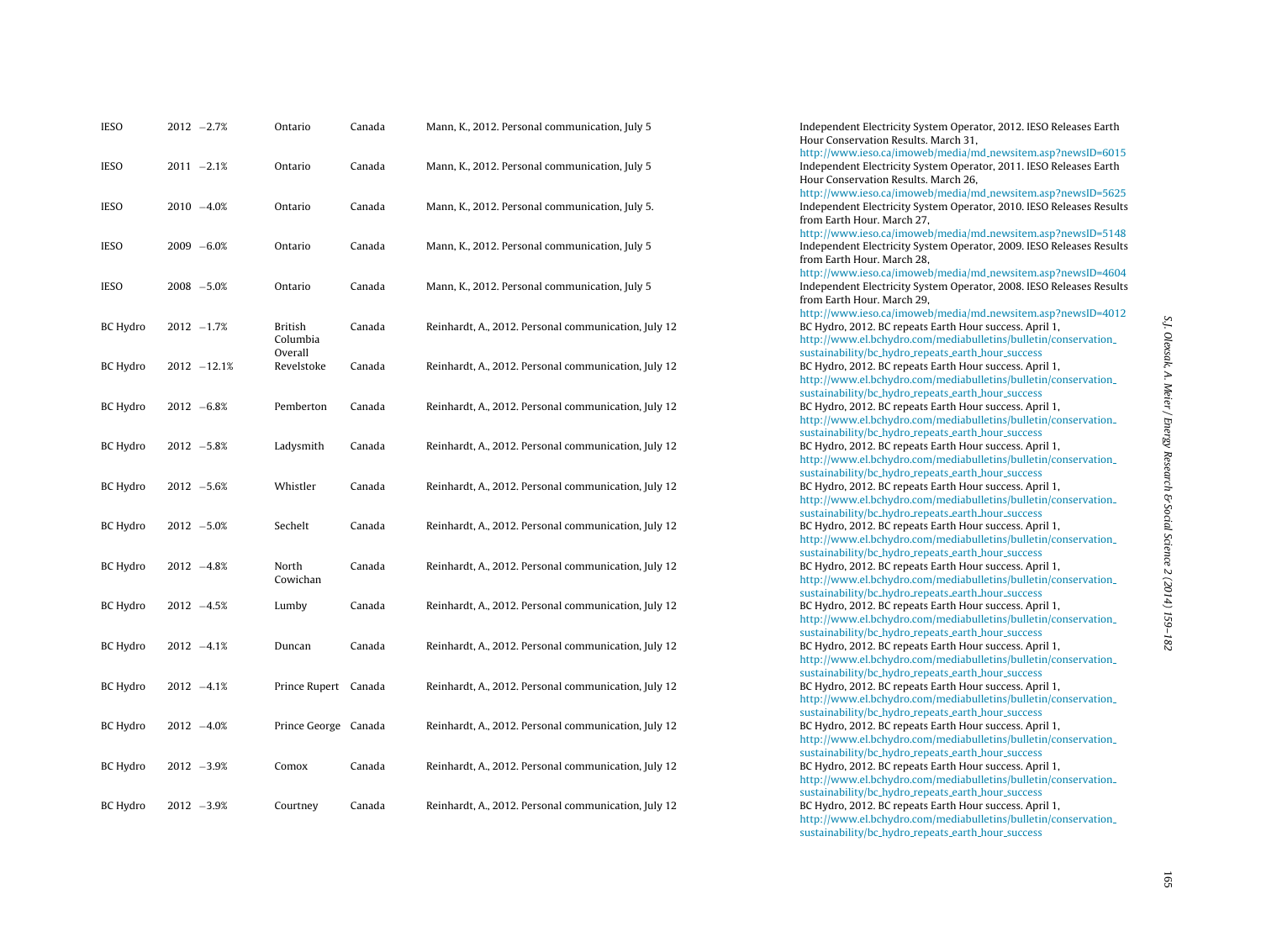| IESO | 2012 | −2.7% | Ontario | Canada | Mann, K., 2012. Personal communication, July 5 | Independent Electricity System Operator, 2012. IESO Releases Earth Hour Conservation Results. March 31, http://www.ieso.ca/imoweb/media/md_newsitem.asp?newsID=6015 |
|---|---|---|---|---|---|---|
| IESO | 2011 | −2.1% | Ontario | Canada | Mann, K., 2012. Personal communication, July 5 | Independent Electricity System Operator, 2011. IESO Releases Earth Hour Conservation Results. March 26, http://www.ieso.ca/imoweb/media/md_newsitem.asp?newsID=5625 |
| IESO | 2010 | −4.0% | Ontario | Canada | Mann, K., 2012. Personal communication, July 5. | Independent Electricity System Operator, 2010. IESO Releases Results from Earth Hour. March 27, http://www.ieso.ca/imoweb/media/md_newsitem.asp?newsID=5148 |
| IESO | 2009 | −6.0% | Ontario | Canada | Mann, K., 2012. Personal communication, July 5 | Independent Electricity System Operator, 2009. IESO Releases Results from Earth Hour. March 28, http://www.ieso.ca/imoweb/media/md_newsitem.asp?newsID=4604 |
| IESO | 2008 | −5.0% | Ontario | Canada | Mann, K., 2012. Personal communication, July 5 | Independent Electricity System Operator, 2008. IESO Releases Results from Earth Hour. March 29, http://www.ieso.ca/imoweb/media/md_newsitem.asp?newsID=4012 |
| BC Hydro | 2012 | −1.7% | British Columbia Overall | Canada | Reinhardt, A., 2012. Personal communication, July 12 | BC Hydro, 2012. BC repeats Earth Hour success. April 1, http://www.el.bchydro.com/mediabulletins/bulletin/conservation_sustainability/bc_hydro_repeats_earth_hour_success |
| BC Hydro | 2012 | −12.1% | Revelstoke | Canada | Reinhardt, A., 2012. Personal communication, July 12 | BC Hydro, 2012. BC repeats Earth Hour success. April 1, http://www.el.bchydro.com/mediabulletins/bulletin/conservation_sustainability/bc_hydro_repeats_earth_hour_success |
| BC Hydro | 2012 | −6.8% | Pemberton | Canada | Reinhardt, A., 2012. Personal communication, July 12 | BC Hydro, 2012. BC repeats Earth Hour success. April 1, http://www.el.bchydro.com/mediabulletins/bulletin/conservation_sustainability/bc_hydro_repeats_earth_hour_success |
| BC Hydro | 2012 | −5.8% | Ladysmith | Canada | Reinhardt, A., 2012. Personal communication, July 12 | BC Hydro, 2012. BC repeats Earth Hour success. April 1, http://www.el.bchydro.com/mediabulletins/bulletin/conservation_sustainability/bc_hydro_repeats_earth_hour_success |
| BC Hydro | 2012 | −5.6% | Whistler | Canada | Reinhardt, A., 2012. Personal communication, July 12 | BC Hydro, 2012. BC repeats Earth Hour success. April 1, http://www.el.bchydro.com/mediabulletins/bulletin/conservation_sustainability/bc_hydro_repeats_earth_hour_success |
| BC Hydro | 2012 | −5.0% | Sechelt | Canada | Reinhardt, A., 2012. Personal communication, July 12 | BC Hydro, 2012. BC repeats Earth Hour success. April 1, http://www.el.bchydro.com/mediabulletins/bulletin/conservation_sustainability/bc_hydro_repeats_earth_hour_success |
| BC Hydro | 2012 | −4.8% | North Cowichan | Canada | Reinhardt, A., 2012. Personal communication, July 12 | BC Hydro, 2012. BC repeats Earth Hour success. April 1, http://www.el.bchydro.com/mediabulletins/bulletin/conservation_sustainability/bc_hydro_repeats_earth_hour_success |
| BC Hydro | 2012 | −4.5% | Lumby | Canada | Reinhardt, A., 2012. Personal communication, July 12 | BC Hydro, 2012. BC repeats Earth Hour success. April 1, http://www.el.bchydro.com/mediabulletins/bulletin/conservation_sustainability/bc_hydro_repeats_earth_hour_success |
| BC Hydro | 2012 | −4.1% | Duncan | Canada | Reinhardt, A., 2012. Personal communication, July 12 | BC Hydro, 2012. BC repeats Earth Hour success. April 1, http://www.el.bchydro.com/mediabulletins/bulletin/conservation_sustainability/bc_hydro_repeats_earth_hour_success |
| BC Hydro | 2012 | −4.1% | Prince Rupert | Canada | Reinhardt, A., 2012. Personal communication, July 12 | BC Hydro, 2012. BC repeats Earth Hour success. April 1, http://www.el.bchydro.com/mediabulletins/bulletin/conservation_sustainability/bc_hydro_repeats_earth_hour_success |
| BC Hydro | 2012 | −4.0% | Prince George | Canada | Reinhardt, A., 2012. Personal communication, July 12 | BC Hydro, 2012. BC repeats Earth Hour success. April 1, http://www.el.bchydro.com/mediabulletins/bulletin/conservation_sustainability/bc_hydro_repeats_earth_hour_success |
| BC Hydro | 2012 | −3.9% | Comox | Canada | Reinhardt, A., 2012. Personal communication, July 12 | BC Hydro, 2012. BC repeats Earth Hour success. April 1, http://www.el.bchydro.com/mediabulletins/bulletin/conservation_sustainability/bc_hydro_repeats_earth_hour_success |
| BC Hydro | 2012 | −3.9% | Courtney | Canada | Reinhardt, A., 2012. Personal communication, July 12 | BC Hydro, 2012. BC repeats Earth Hour success. April 1, http://www.el.bchydro.com/mediabulletins/bulletin/conservation_sustainability/bc_hydro_repeats_earth_hour_success |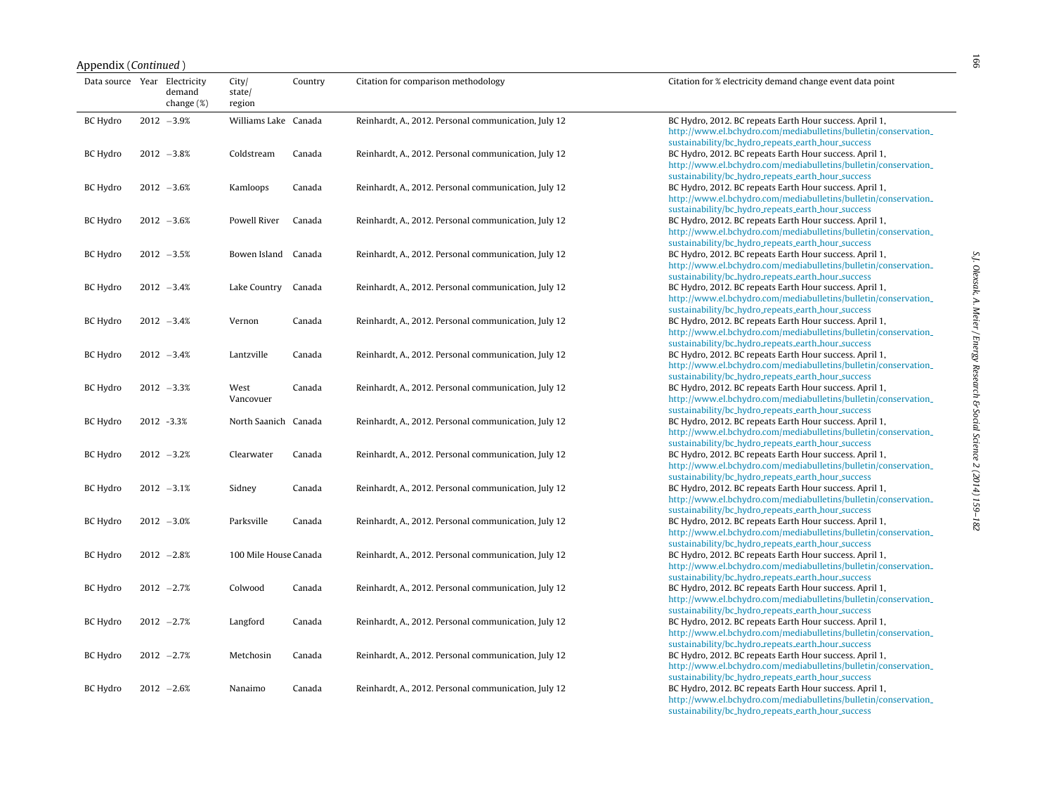Appendix (*Continued*)

| Data source | Year | Electricity demand change (%) | City/ state/ region | Country | Citation for comparison methodology | Citation for % electricity demand change event data point |
|---|---|---|---|---|---|---|
| BC Hydro | 2012 | −3.9% | Williams Lake | Canada | Reinhardt, A., 2012. Personal communication, July 12 | BC Hydro, 2012. BC repeats Earth Hour success. April 1, http://www.el.bchydro.com/mediabulletins/bulletin/conservation_sustainability/bc_hydro_repeats_earth_hour_success |
| BC Hydro | 2012 | −3.8% | Coldstream | Canada | Reinhardt, A., 2012. Personal communication, July 12 | BC Hydro, 2012. BC repeats Earth Hour success. April 1, http://www.el.bchydro.com/mediabulletins/bulletin/conservation_sustainability/bc_hydro_repeats_earth_hour_success |
| BC Hydro | 2012 | −3.6% | Kamloops | Canada | Reinhardt, A., 2012. Personal communication, July 12 | BC Hydro, 2012. BC repeats Earth Hour success. April 1, http://www.el.bchydro.com/mediabulletins/bulletin/conservation_sustainability/bc_hydro_repeats_earth_hour_success |
| BC Hydro | 2012 | −3.6% | Powell River | Canada | Reinhardt, A., 2012. Personal communication, July 12 | BC Hydro, 2012. BC repeats Earth Hour success. April 1, http://www.el.bchydro.com/mediabulletins/bulletin/conservation_sustainability/bc_hydro_repeats_earth_hour_success |
| BC Hydro | 2012 | −3.5% | Bowen Island | Canada | Reinhardt, A., 2012. Personal communication, July 12 | BC Hydro, 2012. BC repeats Earth Hour success. April 1, http://www.el.bchydro.com/mediabulletins/bulletin/conservation_sustainability/bc_hydro_repeats_earth_hour_success |
| BC Hydro | 2012 | −3.4% | Lake Country | Canada | Reinhardt, A., 2012. Personal communication, July 12 | BC Hydro, 2012. BC repeats Earth Hour success. April 1, http://www.el.bchydro.com/mediabulletins/bulletin/conservation_sustainability/bc_hydro_repeats_earth_hour_success |
| BC Hydro | 2012 | −3.4% | Vernon | Canada | Reinhardt, A., 2012. Personal communication, July 12 | BC Hydro, 2012. BC repeats Earth Hour success. April 1, http://www.el.bchydro.com/mediabulletins/bulletin/conservation_sustainability/bc_hydro_repeats_earth_hour_success |
| BC Hydro | 2012 | −3.4% | Lantzville | Canada | Reinhardt, A., 2012. Personal communication, July 12 | BC Hydro, 2012. BC repeats Earth Hour success. April 1, http://www.el.bchydro.com/mediabulletins/bulletin/conservation_sustainability/bc_hydro_repeats_earth_hour_success |
| BC Hydro | 2012 | −3.3% | West Vancovuer | Canada | Reinhardt, A., 2012. Personal communication, July 12 | BC Hydro, 2012. BC repeats Earth Hour success. April 1, http://www.el.bchydro.com/mediabulletins/bulletin/conservation_sustainability/bc_hydro_repeats_earth_hour_success |
| BC Hydro | 2012 | -3.3% | North Saanich | Canada | Reinhardt, A., 2012. Personal communication, July 12 | BC Hydro, 2012. BC repeats Earth Hour success. April 1, http://www.el.bchydro.com/mediabulletins/bulletin/conservation_sustainability/bc_hydro_repeats_earth_hour_success |
| BC Hydro | 2012 | −3.2% | Clearwater | Canada | Reinhardt, A., 2012. Personal communication, July 12 | BC Hydro, 2012. BC repeats Earth Hour success. April 1, http://www.el.bchydro.com/mediabulletins/bulletin/conservation_sustainability/bc_hydro_repeats_earth_hour_success |
| BC Hydro | 2012 | −3.1% | Sidney | Canada | Reinhardt, A., 2012. Personal communication, July 12 | BC Hydro, 2012. BC repeats Earth Hour success. April 1, http://www.el.bchydro.com/mediabulletins/bulletin/conservation_sustainability/bc_hydro_repeats_earth_hour_success |
| BC Hydro | 2012 | −3.0% | Parksville | Canada | Reinhardt, A., 2012. Personal communication, July 12 | BC Hydro, 2012. BC repeats Earth Hour success. April 1, http://www.el.bchydro.com/mediabulletins/bulletin/conservation_sustainability/bc_hydro_repeats_earth_hour_success |
| BC Hydro | 2012 | −2.8% | 100 Mile House | Canada | Reinhardt, A., 2012. Personal communication, July 12 | BC Hydro, 2012. BC repeats Earth Hour success. April 1, http://www.el.bchydro.com/mediabulletins/bulletin/conservation_sustainability/bc_hydro_repeats_earth_hour_success |
| BC Hydro | 2012 | −2.7% | Colwood | Canada | Reinhardt, A., 2012. Personal communication, July 12 | BC Hydro, 2012. BC repeats Earth Hour success. April 1, http://www.el.bchydro.com/mediabulletins/bulletin/conservation_sustainability/bc_hydro_repeats_earth_hour_success |
| BC Hydro | 2012 | −2.7% | Langford | Canada | Reinhardt, A., 2012. Personal communication, July 12 | BC Hydro, 2012. BC repeats Earth Hour success. April 1, http://www.el.bchydro.com/mediabulletins/bulletin/conservation_sustainability/bc_hydro_repeats_earth_hour_success |
| BC Hydro | 2012 | −2.7% | Metchosin | Canada | Reinhardt, A., 2012. Personal communication, July 12 | BC Hydro, 2012. BC repeats Earth Hour success. April 1, http://www.el.bchydro.com/mediabulletins/bulletin/conservation_sustainability/bc_hydro_repeats_earth_hour_success |
| BC Hydro | 2012 | −2.6% | Nanaimo | Canada | Reinhardt, A., 2012. Personal communication, July 12 | BC Hydro, 2012. BC repeats Earth Hour success. April 1, http://www.el.bchydro.com/mediabulletins/bulletin/conservation_sustainability/bc_hydro_repeats_earth_hour_success |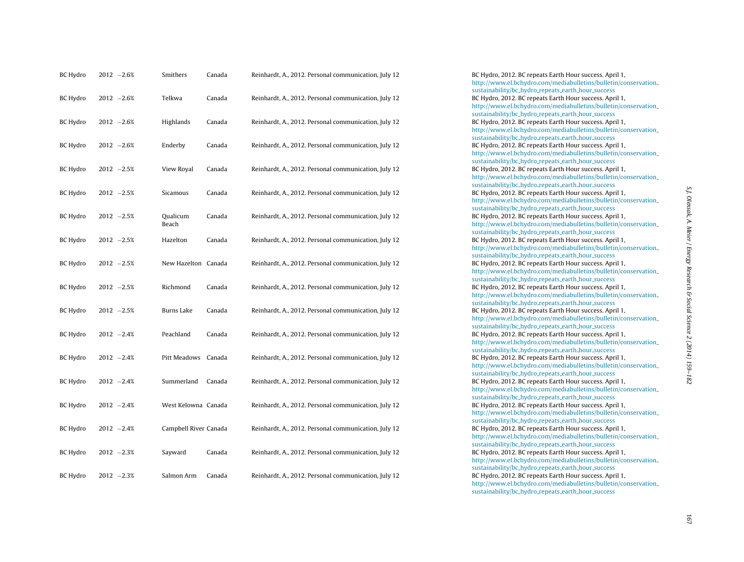| BC Hydro | 2012 | −2.6% | Smithers | Canada | Reinhardt, A., 2012. Personal communication, July 12 | BC Hydro, 2012. BC repeats Earth Hour success. April 1, http://www.el.bchydro.com/mediabulletins/bulletin/conservation_sustainability/bc_hydro_repeats_earth_hour_success |
|---|---|---|---|---|---|---|
| BC Hydro | 2012 | −2.6% | Telkwa | Canada | Reinhardt, A., 2012. Personal communication, July 12 | BC Hydro, 2012. BC repeats Earth Hour success. April 1, http://www.el.bchydro.com/mediabulletins/bulletin/conservation_sustainability/bc_hydro_repeats_earth_hour_success |
| BC Hydro | 2012 | −2.6% | Highlands | Canada | Reinhardt, A., 2012. Personal communication, July 12 | BC Hydro, 2012. BC repeats Earth Hour success. April 1, http://www.el.bchydro.com/mediabulletins/bulletin/conservation_sustainability/bc_hydro_repeats_earth_hour_success |
| BC Hydro | 2012 | −2.6% | Enderby | Canada | Reinhardt, A., 2012. Personal communication, July 12 | BC Hydro, 2012. BC repeats Earth Hour success. April 1, http://www.el.bchydro.com/mediabulletins/bulletin/conservation_sustainability/bc_hydro_repeats_earth_hour_success |
| BC Hydro | 2012 | −2.5% | View Royal | Canada | Reinhardt, A., 2012. Personal communication, July 12 | BC Hydro, 2012. BC repeats Earth Hour success. April 1, http://www.el.bchydro.com/mediabulletins/bulletin/conservation_sustainability/bc_hydro_repeats_earth_hour_success |
| BC Hydro | 2012 | −2.5% | Sicamous | Canada | Reinhardt, A., 2012. Personal communication, July 12 | BC Hydro, 2012. BC repeats Earth Hour success. April 1, http://www.el.bchydro.com/mediabulletins/bulletin/conservation_sustainability/bc_hydro_repeats_earth_hour_success |
| BC Hydro | 2012 | −2.5% | Qualicum Beach | Canada | Reinhardt, A., 2012. Personal communication, July 12 | BC Hydro, 2012. BC repeats Earth Hour success. April 1, http://www.el.bchydro.com/mediabulletins/bulletin/conservation_sustainability/bc_hydro_repeats_earth_hour_success |
| BC Hydro | 2012 | −2.5% | Hazelton | Canada | Reinhardt, A., 2012. Personal communication, July 12 | BC Hydro, 2012. BC repeats Earth Hour success. April 1, http://www.el.bchydro.com/mediabulletins/bulletin/conservation_sustainability/bc_hydro_repeats_earth_hour_success |
| BC Hydro | 2012 | −2.5% | New Hazelton | Canada | Reinhardt, A., 2012. Personal communication, July 12 | BC Hydro, 2012. BC repeats Earth Hour success. April 1, http://www.el.bchydro.com/mediabulletins/bulletin/conservation_sustainability/bc_hydro_repeats_earth_hour_success |
| BC Hydro | 2012 | −2.5% | Richmond | Canada | Reinhardt, A., 2012. Personal communication, July 12 | BC Hydro, 2012. BC repeats Earth Hour success. April 1, http://www.el.bchydro.com/mediabulletins/bulletin/conservation_sustainability/bc_hydro_repeats_earth_hour_success |
| BC Hydro | 2012 | −2.5% | Burns Lake | Canada | Reinhardt, A., 2012. Personal communication, July 12 | BC Hydro, 2012. BC repeats Earth Hour success. April 1, http://www.el.bchydro.com/mediabulletins/bulletin/conservation_sustainability/bc_hydro_repeats_earth_hour_success |
| BC Hydro | 2012 | −2.4% | Peachland | Canada | Reinhardt, A., 2012. Personal communication, July 12 | BC Hydro, 2012. BC repeats Earth Hour success. April 1, http://www.el.bchydro.com/mediabulletins/bulletin/conservation_sustainability/bc_hydro_repeats_earth_hour_success |
| BC Hydro | 2012 | −2.4% | Pitt Meadows | Canada | Reinhardt, A., 2012. Personal communication, July 12 | BC Hydro, 2012. BC repeats Earth Hour success. April 1, http://www.el.bchydro.com/mediabulletins/bulletin/conservation_sustainability/bc_hydro_repeats_earth_hour_success |
| BC Hydro | 2012 | −2.4% | Summerland | Canada | Reinhardt, A., 2012. Personal communication, July 12 | BC Hydro, 2012. BC repeats Earth Hour success. April 1, http://www.el.bchydro.com/mediabulletins/bulletin/conservation_sustainability/bc_hydro_repeats_earth_hour_success |
| BC Hydro | 2012 | −2.4% | West Kelowna | Canada | Reinhardt, A., 2012. Personal communication, July 12 | BC Hydro, 2012. BC repeats Earth Hour success. April 1, http://www.el.bchydro.com/mediabulletins/bulletin/conservation_sustainability/bc_hydro_repeats_earth_hour_success |
| BC Hydro | 2012 | −2.4% | Campbell River | Canada | Reinhardt, A., 2012. Personal communication, July 12 | BC Hydro, 2012. BC repeats Earth Hour success. April 1, http://www.el.bchydro.com/mediabulletins/bulletin/conservation_sustainability/bc_hydro_repeats_earth_hour_success |
| BC Hydro | 2012 | −2.3% | Sayward | Canada | Reinhardt, A., 2012. Personal communication, July 12 | BC Hydro, 2012. BC repeats Earth Hour success. April 1, http://www.el.bchydro.com/mediabulletins/bulletin/conservation_sustainability/bc_hydro_repeats_earth_hour_success |
| BC Hydro | 2012 | −2.3% | Salmon Arm | Canada | Reinhardt, A., 2012. Personal communication, July 12 | BC Hydro, 2012. BC repeats Earth Hour success. April 1, http://www.el.bchydro.com/mediabulletins/bulletin/conservation_sustainability/bc_hydro_repeats_earth_hour_success |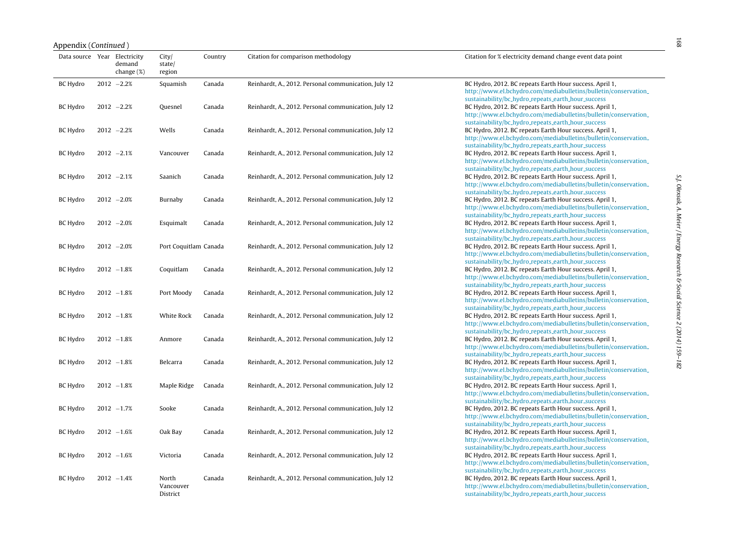Appendix (*Continued*)

| Data source | Year | Electricity demand change (%) | City/ state/ region | Country | Citation for comparison methodology | Citation for % electricity demand change event data point |
|---|---|---|---|---|---|---|
| BC Hydro | 2012 | −2.2% | Squamish | Canada | Reinhardt, A., 2012. Personal communication, July 12 | BC Hydro, 2012. BC repeats Earth Hour success. April 1, http://www.el.bchydro.com/mediabulletins/bulletin/conservation_sustainability/bc_hydro_repeats_earth_hour_success |
| BC Hydro | 2012 | −2.2% | Quesnel | Canada | Reinhardt, A., 2012. Personal communication, July 12 | BC Hydro, 2012. BC repeats Earth Hour success. April 1, http://www.el.bchydro.com/mediabulletins/bulletin/conservation_sustainability/bc_hydro_repeats_earth_hour_success |
| BC Hydro | 2012 | −2.2% | Wells | Canada | Reinhardt, A., 2012. Personal communication, July 12 | BC Hydro, 2012. BC repeats Earth Hour success. April 1, http://www.el.bchydro.com/mediabulletins/bulletin/conservation_sustainability/bc_hydro_repeats_earth_hour_success |
| BC Hydro | 2012 | −2.1% | Vancouver | Canada | Reinhardt, A., 2012. Personal communication, July 12 | BC Hydro, 2012. BC repeats Earth Hour success. April 1, http://www.el.bchydro.com/mediabulletins/bulletin/conservation_sustainability/bc_hydro_repeats_earth_hour_success |
| BC Hydro | 2012 | −2.1% | Saanich | Canada | Reinhardt, A., 2012. Personal communication, July 12 | BC Hydro, 2012. BC repeats Earth Hour success. April 1, http://www.el.bchydro.com/mediabulletins/bulletin/conservation_sustainability/bc_hydro_repeats_earth_hour_success |
| BC Hydro | 2012 | −2.0% | Burnaby | Canada | Reinhardt, A., 2012. Personal communication, July 12 | BC Hydro, 2012. BC repeats Earth Hour success. April 1, http://www.el.bchydro.com/mediabulletins/bulletin/conservation_sustainability/bc_hydro_repeats_earth_hour_success |
| BC Hydro | 2012 | −2.0% | Esquimalt | Canada | Reinhardt, A., 2012. Personal communication, July 12 | BC Hydro, 2012. BC repeats Earth Hour success. April 1, http://www.el.bchydro.com/mediabulletins/bulletin/conservation_sustainability/bc_hydro_repeats_earth_hour_success |
| BC Hydro | 2012 | −2.0% | Port Coquitlam | Canada | Reinhardt, A., 2012. Personal communication, July 12 | BC Hydro, 2012. BC repeats Earth Hour success. April 1, http://www.el.bchydro.com/mediabulletins/bulletin/conservation_sustainability/bc_hydro_repeats_earth_hour_success |
| BC Hydro | 2012 | −1.8% | Coquitlam | Canada | Reinhardt, A., 2012. Personal communication, July 12 | BC Hydro, 2012. BC repeats Earth Hour success. April 1, http://www.el.bchydro.com/mediabulletins/bulletin/conservation_sustainability/bc_hydro_repeats_earth_hour_success |
| BC Hydro | 2012 | −1.8% | Port Moody | Canada | Reinhardt, A., 2012. Personal communication, July 12 | BC Hydro, 2012. BC repeats Earth Hour success. April 1, http://www.el.bchydro.com/mediabulletins/bulletin/conservation_sustainability/bc_hydro_repeats_earth_hour_success |
| BC Hydro | 2012 | −1.8% | White Rock | Canada | Reinhardt, A., 2012. Personal communication, July 12 | BC Hydro, 2012. BC repeats Earth Hour success. April 1, http://www.el.bchydro.com/mediabulletins/bulletin/conservation_sustainability/bc_hydro_repeats_earth_hour_success |
| BC Hydro | 2012 | −1.8% | Anmore | Canada | Reinhardt, A., 2012. Personal communication, July 12 | BC Hydro, 2012. BC repeats Earth Hour success. April 1, http://www.el.bchydro.com/mediabulletins/bulletin/conservation_sustainability/bc_hydro_repeats_earth_hour_success |
| BC Hydro | 2012 | −1.8% | Belcarra | Canada | Reinhardt, A., 2012. Personal communication, July 12 | BC Hydro, 2012. BC repeats Earth Hour success. April 1, http://www.el.bchydro.com/mediabulletins/bulletin/conservation_sustainability/bc_hydro_repeats_earth_hour_success |
| BC Hydro | 2012 | −1.8% | Maple Ridge | Canada | Reinhardt, A., 2012. Personal communication, July 12 | BC Hydro, 2012. BC repeats Earth Hour success. April 1, http://www.el.bchydro.com/mediabulletins/bulletin/conservation_sustainability/bc_hydro_repeats_earth_hour_success |
| BC Hydro | 2012 | −1.7% | Sooke | Canada | Reinhardt, A., 2012. Personal communication, July 12 | BC Hydro, 2012. BC repeats Earth Hour success. April 1, http://www.el.bchydro.com/mediabulletins/bulletin/conservation_sustainability/bc_hydro_repeats_earth_hour_success |
| BC Hydro | 2012 | −1.6% | Oak Bay | Canada | Reinhardt, A., 2012. Personal communication, July 12 | BC Hydro, 2012. BC repeats Earth Hour success. April 1, http://www.el.bchydro.com/mediabulletins/bulletin/conservation_sustainability/bc_hydro_repeats_earth_hour_success |
| BC Hydro | 2012 | −1.6% | Victoria | Canada | Reinhardt, A., 2012. Personal communication, July 12 | BC Hydro, 2012. BC repeats Earth Hour success. April 1, http://www.el.bchydro.com/mediabulletins/bulletin/conservation_sustainability/bc_hydro_repeats_earth_hour_success |
| BC Hydro | 2012 | −1.4% | North Vancouver District | Canada | Reinhardt, A., 2012. Personal communication, July 12 | BC Hydro, 2012. BC repeats Earth Hour success. April 1, http://www.el.bchydro.com/mediabulletins/bulletin/conservation_sustainability/bc_hydro_repeats_earth_hour_success |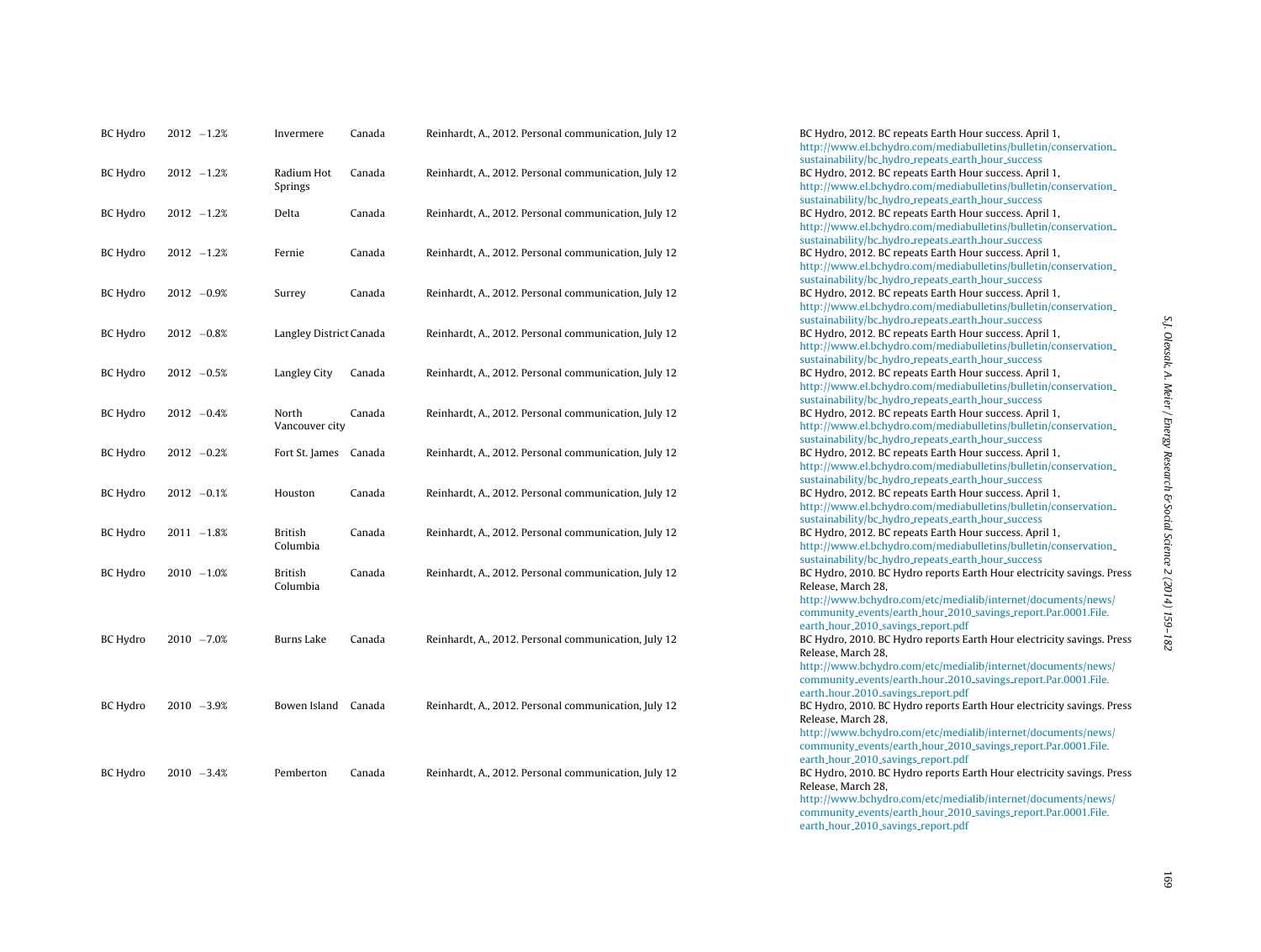| BC Hydro | 2012 | −1.2% | Invermere | Canada | Reinhardt, A., 2012. Personal communication, July 12 | BC Hydro, 2012. BC repeats Earth Hour success. April 1, http://www.el.bchydro.com/mediabulletins/bulletin/conservation_sustainability/bc_hydro_repeats_earth_hour_success |
|---|---|---|---|---|---|---|
| BC Hydro | 2012 | −1.2% | Radium Hot Springs | Canada | Reinhardt, A., 2012. Personal communication, July 12 | BC Hydro, 2012. BC repeats Earth Hour success. April 1, http://www.el.bchydro.com/mediabulletins/bulletin/conservation_sustainability/bc_hydro_repeats_earth_hour_success |
| BC Hydro | 2012 | −1.2% | Delta | Canada | Reinhardt, A., 2012. Personal communication, July 12 | BC Hydro, 2012. BC repeats Earth Hour success. April 1, http://www.el.bchydro.com/mediabulletins/bulletin/conservation_sustainability/bc_hydro_repeats_earth_hour_success |
| BC Hydro | 2012 | −1.2% | Fernie | Canada | Reinhardt, A., 2012. Personal communication, July 12 | BC Hydro, 2012. BC repeats Earth Hour success. April 1, http://www.el.bchydro.com/mediabulletins/bulletin/conservation_sustainability/bc_hydro_repeats_earth_hour_success |
| BC Hydro | 2012 | −0.9% | Surrey | Canada | Reinhardt, A., 2012. Personal communication, July 12 | BC Hydro, 2012. BC repeats Earth Hour success. April 1, http://www.el.bchydro.com/mediabulletins/bulletin/conservation_sustainability/bc_hydro_repeats_earth_hour_success |
| BC Hydro | 2012 | −0.8% | Langley District | Canada | Reinhardt, A., 2012. Personal communication, July 12 | BC Hydro, 2012. BC repeats Earth Hour success. April 1, http://www.el.bchydro.com/mediabulletins/bulletin/conservation_sustainability/bc_hydro_repeats_earth_hour_success |
| BC Hydro | 2012 | −0.5% | Langley City | Canada | Reinhardt, A., 2012. Personal communication, July 12 | BC Hydro, 2012. BC repeats Earth Hour success. April 1, http://www.el.bchydro.com/mediabulletins/bulletin/conservation_sustainability/bc_hydro_repeats_earth_hour_success |
| BC Hydro | 2012 | −0.4% | North Vancouver city | Canada | Reinhardt, A., 2012. Personal communication, July 12 | BC Hydro, 2012. BC repeats Earth Hour success. April 1, http://www.el.bchydro.com/mediabulletins/bulletin/conservation_sustainability/bc_hydro_repeats_earth_hour_success |
| BC Hydro | 2012 | −0.2% | Fort St. James | Canada | Reinhardt, A., 2012. Personal communication, July 12 | BC Hydro, 2012. BC repeats Earth Hour success. April 1, http://www.el.bchydro.com/mediabulletins/bulletin/conservation_sustainability/bc_hydro_repeats_earth_hour_success |
| BC Hydro | 2012 | −0.1% | Houston | Canada | Reinhardt, A., 2012. Personal communication, July 12 | BC Hydro, 2012. BC repeats Earth Hour success. April 1, http://www.el.bchydro.com/mediabulletins/bulletin/conservation_sustainability/bc_hydro_repeats_earth_hour_success |
| BC Hydro | 2011 | −1.8% | British Columbia | Canada | Reinhardt, A., 2012. Personal communication, July 12 | BC Hydro, 2012. BC repeats Earth Hour success. April 1, http://www.el.bchydro.com/mediabulletins/bulletin/conservation_sustainability/bc_hydro_repeats_earth_hour_success |
| BC Hydro | 2010 | −1.0% | British Columbia | Canada | Reinhardt, A., 2012. Personal communication, July 12 | BC Hydro, 2010. BC Hydro reports Earth Hour electricity savings. Press Release, March 28, http://www.bchydro.com/etc/medialib/internet/documents/news/community_events/earth_hour_2010_savings_report.Par.0001.File.earth_hour_2010_savings_report.pdf |
| BC Hydro | 2010 | −7.0% | Burns Lake | Canada | Reinhardt, A., 2012. Personal communication, July 12 | BC Hydro, 2010. BC Hydro reports Earth Hour electricity savings. Press Release, March 28, http://www.bchydro.com/etc/medialib/internet/documents/news/community_events/earth_hour_2010_savings_report.Par.0001.File.earth_hour_2010_savings_report.pdf |
| BC Hydro | 2010 | −3.9% | Bowen Island | Canada | Reinhardt, A., 2012. Personal communication, July 12 | BC Hydro, 2010. BC Hydro reports Earth Hour electricity savings. Press Release, March 28, http://www.bchydro.com/etc/medialib/internet/documents/news/community_events/earth_hour_2010_savings_report.Par.0001.File.earth_hour_2010_savings_report.pdf |
| BC Hydro | 2010 | −3.4% | Pemberton | Canada | Reinhardt, A., 2012. Personal communication, July 12 | BC Hydro, 2010. BC Hydro reports Earth Hour electricity savings. Press Release, March 28, http://www.bchydro.com/etc/medialib/internet/documents/news/community_events/earth_hour_2010_savings_report.Par.0001.File.earth_hour_2010_savings_report.pdf |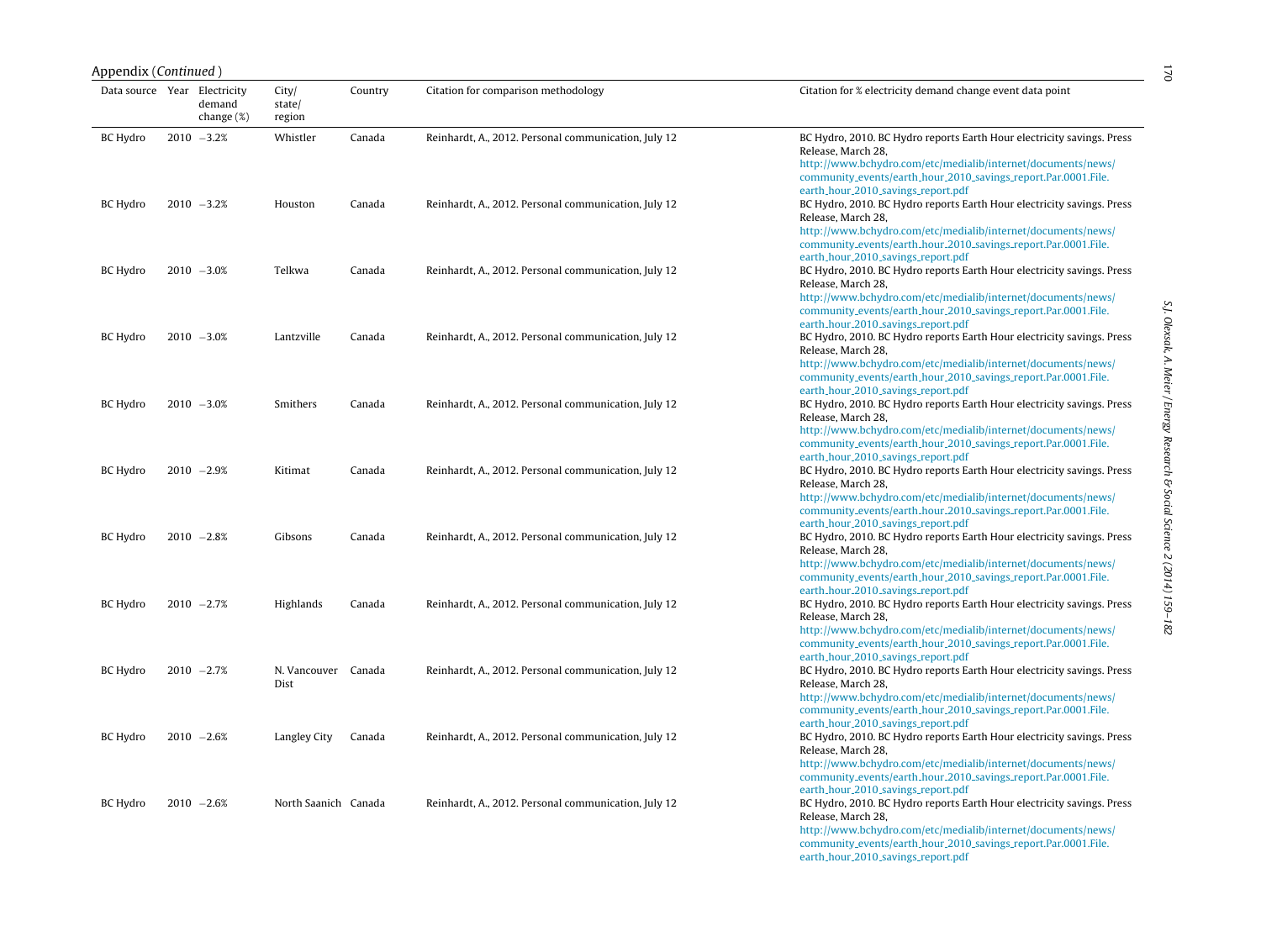Appendix (*Continued*)

| Data source | Year | Electricity demand change (%) | City/state/region | Country | Citation for comparison methodology | Citation for % electricity demand change event data point |
|---|---|---|---|---|---|---|
| BC Hydro | 2010 | −3.2% | Whistler | Canada | Reinhardt, A., 2012. Personal communication, July 12 | BC Hydro, 2010. BC Hydro reports Earth Hour electricity savings. Press Release, March 28, http://www.bchydro.com/etc/medialib/internet/documents/news/community_events/earth_hour_2010_savings_report.Par.0001.File.earth_hour_2010_savings_report.pdf |
| BC Hydro | 2010 | −3.2% | Houston | Canada | Reinhardt, A., 2012. Personal communication, July 12 | BC Hydro, 2010. BC Hydro reports Earth Hour electricity savings. Press Release, March 28, http://www.bchydro.com/etc/medialib/internet/documents/news/community_events/earth_hour_2010_savings_report.Par.0001.File.earth_hour_2010_savings_report.pdf |
| BC Hydro | 2010 | −3.0% | Telkwa | Canada | Reinhardt, A., 2012. Personal communication, July 12 | BC Hydro, 2010. BC Hydro reports Earth Hour electricity savings. Press Release, March 28, http://www.bchydro.com/etc/medialib/internet/documents/news/community_events/earth_hour_2010_savings_report.Par.0001.File.earth_hour_2010_savings_report.pdf |
| BC Hydro | 2010 | −3.0% | Lantzville | Canada | Reinhardt, A., 2012. Personal communication, July 12 | BC Hydro, 2010. BC Hydro reports Earth Hour electricity savings. Press Release, March 28, http://www.bchydro.com/etc/medialib/internet/documents/news/community_events/earth_hour_2010_savings_report.Par.0001.File.earth_hour_2010_savings_report.pdf |
| BC Hydro | 2010 | −3.0% | Smithers | Canada | Reinhardt, A., 2012. Personal communication, July 12 | BC Hydro, 2010. BC Hydro reports Earth Hour electricity savings. Press Release, March 28, http://www.bchydro.com/etc/medialib/internet/documents/news/community_events/earth_hour_2010_savings_report.Par.0001.File.earth_hour_2010_savings_report.pdf |
| BC Hydro | 2010 | −2.9% | Kitimat | Canada | Reinhardt, A., 2012. Personal communication, July 12 | BC Hydro, 2010. BC Hydro reports Earth Hour electricity savings. Press Release, March 28, http://www.bchydro.com/etc/medialib/internet/documents/news/community_events/earth_hour_2010_savings_report.Par.0001.File.earth_hour_2010_savings_report.pdf |
| BC Hydro | 2010 | −2.8% | Gibsons | Canada | Reinhardt, A., 2012. Personal communication, July 12 | BC Hydro, 2010. BC Hydro reports Earth Hour electricity savings. Press Release, March 28, http://www.bchydro.com/etc/medialib/internet/documents/news/community_events/earth_hour_2010_savings_report.Par.0001.File.earth_hour_2010_savings_report.pdf |
| BC Hydro | 2010 | −2.7% | Highlands | Canada | Reinhardt, A., 2012. Personal communication, July 12 | BC Hydro, 2010. BC Hydro reports Earth Hour electricity savings. Press Release, March 28, http://www.bchydro.com/etc/medialib/internet/documents/news/community_events/earth_hour_2010_savings_report.Par.0001.File.earth_hour_2010_savings_report.pdf |
| BC Hydro | 2010 | −2.7% | N. Vancouver Dist | Canada | Reinhardt, A., 2012. Personal communication, July 12 | BC Hydro, 2010. BC Hydro reports Earth Hour electricity savings. Press Release, March 28, http://www.bchydro.com/etc/medialib/internet/documents/news/community_events/earth_hour_2010_savings_report.Par.0001.File.earth_hour_2010_savings_report.pdf |
| BC Hydro | 2010 | −2.6% | Langley City | Canada | Reinhardt, A., 2012. Personal communication, July 12 | BC Hydro, 2010. BC Hydro reports Earth Hour electricity savings. Press Release, March 28, http://www.bchydro.com/etc/medialib/internet/documents/news/community_events/earth_hour_2010_savings_report.Par.0001.File.earth_hour_2010_savings_report.pdf |
| BC Hydro | 2010 | −2.6% | North Saanich | Canada | Reinhardt, A., 2012. Personal communication, July 12 | BC Hydro, 2010. BC Hydro reports Earth Hour electricity savings. Press Release, March 28, http://www.bchydro.com/etc/medialib/internet/documents/news/community_events/earth_hour_2010_savings_report.Par.0001.File.earth_hour_2010_savings_report.pdf |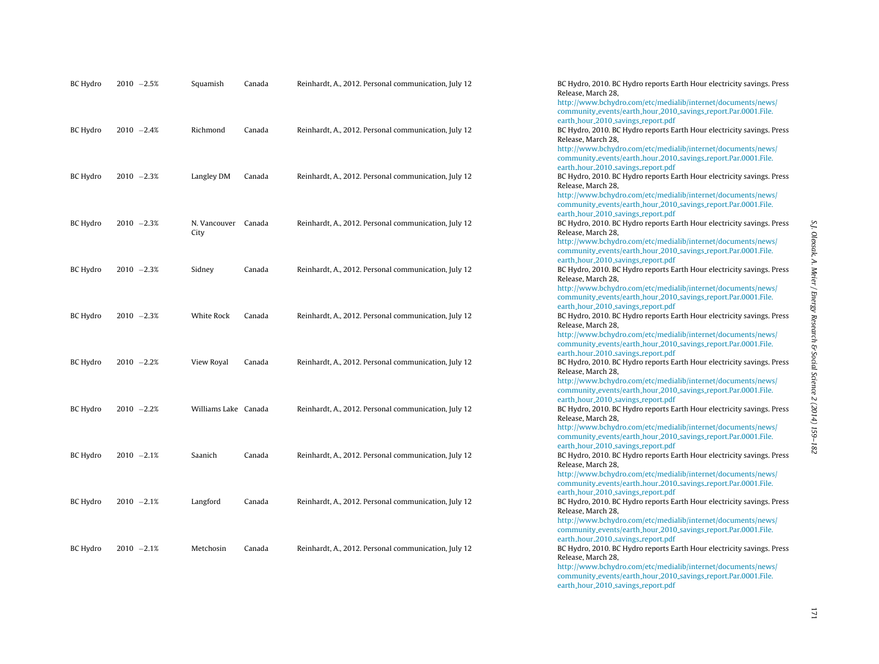| BC Hydro | 2010 | −2.5% | Squamish | Canada | Reinhardt, A., 2012. Personal communication, July 12 | BC Hydro, 2010. BC Hydro reports Earth Hour electricity savings. Press Release, March 28, http://www.bchydro.com/etc/medialib/internet/documents/news/community_events/earth_hour_2010_savings_report.Par.0001.File.earth_hour_2010_savings_report.pdf |
|---|---|---|---|---|---|---|
| BC Hydro | 2010 | −2.4% | Richmond | Canada | Reinhardt, A., 2012. Personal communication, July 12 | BC Hydro, 2010. BC Hydro reports Earth Hour electricity savings. Press Release, March 28, http://www.bchydro.com/etc/medialib/internet/documents/news/community_events/earth_hour_2010_savings_report.Par.0001.File.earth_hour_2010_savings_report.pdf |
| BC Hydro | 2010 | −2.3% | Langley DM | Canada | Reinhardt, A., 2012. Personal communication, July 12 | BC Hydro, 2010. BC Hydro reports Earth Hour electricity savings. Press Release, March 28, http://www.bchydro.com/etc/medialib/internet/documents/news/community_events/earth_hour_2010_savings_report.Par.0001.File.earth_hour_2010_savings_report.pdf |
| BC Hydro | 2010 | −2.3% | N. Vancouver City | Canada | Reinhardt, A., 2012. Personal communication, July 12 | BC Hydro, 2010. BC Hydro reports Earth Hour electricity savings. Press Release, March 28, http://www.bchydro.com/etc/medialib/internet/documents/news/community_events/earth_hour_2010_savings_report.Par.0001.File.earth_hour_2010_savings_report.pdf |
| BC Hydro | 2010 | −2.3% | Sidney | Canada | Reinhardt, A., 2012. Personal communication, July 12 | BC Hydro, 2010. BC Hydro reports Earth Hour electricity savings. Press Release, March 28, http://www.bchydro.com/etc/medialib/internet/documents/news/community_events/earth_hour_2010_savings_report.Par.0001.File.earth_hour_2010_savings_report.pdf |
| BC Hydro | 2010 | −2.3% | White Rock | Canada | Reinhardt, A., 2012. Personal communication, July 12 | BC Hydro, 2010. BC Hydro reports Earth Hour electricity savings. Press Release, March 28, http://www.bchydro.com/etc/medialib/internet/documents/news/community_events/earth_hour_2010_savings_report.Par.0001.File.earth_hour_2010_savings_report.pdf |
| BC Hydro | 2010 | −2.2% | View Royal | Canada | Reinhardt, A., 2012. Personal communication, July 12 | BC Hydro, 2010. BC Hydro reports Earth Hour electricity savings. Press Release, March 28, http://www.bchydro.com/etc/medialib/internet/documents/news/community_events/earth_hour_2010_savings_report.Par.0001.File.earth_hour_2010_savings_report.pdf |
| BC Hydro | 2010 | −2.2% | Williams Lake | Canada | Reinhardt, A., 2012. Personal communication, July 12 | BC Hydro, 2010. BC Hydro reports Earth Hour electricity savings. Press Release, March 28, http://www.bchydro.com/etc/medialib/internet/documents/news/community_events/earth_hour_2010_savings_report.Par.0001.File.earth_hour_2010_savings_report.pdf |
| BC Hydro | 2010 | −2.1% | Saanich | Canada | Reinhardt, A., 2012. Personal communication, July 12 | BC Hydro, 2010. BC Hydro reports Earth Hour electricity savings. Press Release, March 28, http://www.bchydro.com/etc/medialib/internet/documents/news/community_events/earth_hour_2010_savings_report.Par.0001.File.earth_hour_2010_savings_report.pdf |
| BC Hydro | 2010 | −2.1% | Langford | Canada | Reinhardt, A., 2012. Personal communication, July 12 | BC Hydro, 2010. BC Hydro reports Earth Hour electricity savings. Press Release, March 28, http://www.bchydro.com/etc/medialib/internet/documents/news/community_events/earth_hour_2010_savings_report.Par.0001.File.earth_hour_2010_savings_report.pdf |
| BC Hydro | 2010 | −2.1% | Metchosin | Canada | Reinhardt, A., 2012. Personal communication, July 12 | BC Hydro, 2010. BC Hydro reports Earth Hour electricity savings. Press Release, March 28, http://www.bchydro.com/etc/medialib/internet/documents/news/community_events/earth_hour_2010_savings_report.Par.0001.File.earth_hour_2010_savings_report.pdf |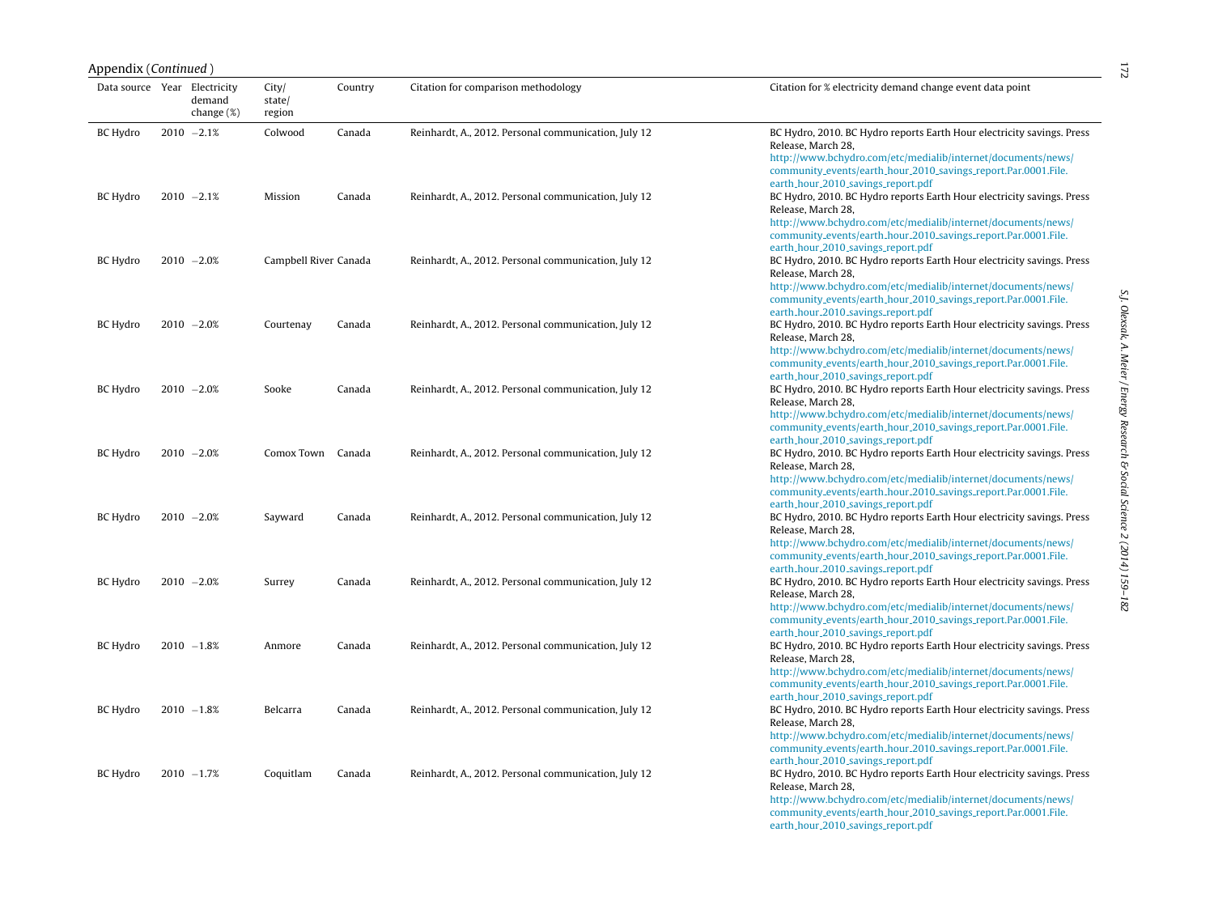Appendix (*Continued*)

| Data source | Year | Electricity demand change (%) | City/ state/ region | Country | Citation for comparison methodology | Citation for % electricity demand change event data point |
|---|---|---|---|---|---|---|
| BC Hydro | 2010 | −2.1% | Colwood | Canada | Reinhardt, A., 2012. Personal communication, July 12 | BC Hydro, 2010. BC Hydro reports Earth Hour electricity savings. Press Release, March 28, http://www.bchydro.com/etc/medialib/internet/documents/news/community_events/earth_hour_2010_savings_report.Par.0001.File.earth_hour_2010_savings_report.pdf |
| BC Hydro | 2010 | −2.1% | Mission | Canada | Reinhardt, A., 2012. Personal communication, July 12 | BC Hydro, 2010. BC Hydro reports Earth Hour electricity savings. Press Release, March 28, http://www.bchydro.com/etc/medialib/internet/documents/news/community_events/earth_hour_2010_savings_report.Par.0001.File.earth_hour_2010_savings_report.pdf |
| BC Hydro | 2010 | −2.0% | Campbell River | Canada | Reinhardt, A., 2012. Personal communication, July 12 | BC Hydro, 2010. BC Hydro reports Earth Hour electricity savings. Press Release, March 28, http://www.bchydro.com/etc/medialib/internet/documents/news/community_events/earth_hour_2010_savings_report.Par.0001.File.earth_hour_2010_savings_report.pdf |
| BC Hydro | 2010 | −2.0% | Courtenay | Canada | Reinhardt, A., 2012. Personal communication, July 12 | BC Hydro, 2010. BC Hydro reports Earth Hour electricity savings. Press Release, March 28, http://www.bchydro.com/etc/medialib/internet/documents/news/community_events/earth_hour_2010_savings_report.Par.0001.File.earth_hour_2010_savings_report.pdf |
| BC Hydro | 2010 | −2.0% | Sooke | Canada | Reinhardt, A., 2012. Personal communication, July 12 | BC Hydro, 2010. BC Hydro reports Earth Hour electricity savings. Press Release, March 28, http://www.bchydro.com/etc/medialib/internet/documents/news/community_events/earth_hour_2010_savings_report.Par.0001.File.earth_hour_2010_savings_report.pdf |
| BC Hydro | 2010 | −2.0% | Comox Town | Canada | Reinhardt, A., 2012. Personal communication, July 12 | BC Hydro, 2010. BC Hydro reports Earth Hour electricity savings. Press Release, March 28, http://www.bchydro.com/etc/medialib/internet/documents/news/community_events/earth_hour_2010_savings_report.Par.0001.File.earth_hour_2010_savings_report.pdf |
| BC Hydro | 2010 | −2.0% | Sayward | Canada | Reinhardt, A., 2012. Personal communication, July 12 | BC Hydro, 2010. BC Hydro reports Earth Hour electricity savings. Press Release, March 28, http://www.bchydro.com/etc/medialib/internet/documents/news/community_events/earth_hour_2010_savings_report.Par.0001.File.earth_hour_2010_savings_report.pdf |
| BC Hydro | 2010 | −2.0% | Surrey | Canada | Reinhardt, A., 2012. Personal communication, July 12 | BC Hydro, 2010. BC Hydro reports Earth Hour electricity savings. Press Release, March 28, http://www.bchydro.com/etc/medialib/internet/documents/news/community_events/earth_hour_2010_savings_report.Par.0001.File.earth_hour_2010_savings_report.pdf |
| BC Hydro | 2010 | −1.8% | Anmore | Canada | Reinhardt, A., 2012. Personal communication, July 12 | BC Hydro, 2010. BC Hydro reports Earth Hour electricity savings. Press Release, March 28, http://www.bchydro.com/etc/medialib/internet/documents/news/community_events/earth_hour_2010_savings_report.Par.0001.File.earth_hour_2010_savings_report.pdf |
| BC Hydro | 2010 | −1.8% | Belcarra | Canada | Reinhardt, A., 2012. Personal communication, July 12 | BC Hydro, 2010. BC Hydro reports Earth Hour electricity savings. Press Release, March 28, http://www.bchydro.com/etc/medialib/internet/documents/news/community_events/earth_hour_2010_savings_report.Par.0001.File.earth_hour_2010_savings_report.pdf |
| BC Hydro | 2010 | −1.7% | Coquitlam | Canada | Reinhardt, A., 2012. Personal communication, July 12 | BC Hydro, 2010. BC Hydro reports Earth Hour electricity savings. Press Release, March 28, http://www.bchydro.com/etc/medialib/internet/documents/news/community_events/earth_hour_2010_savings_report.Par.0001.File.earth_hour_2010_savings_report.pdf |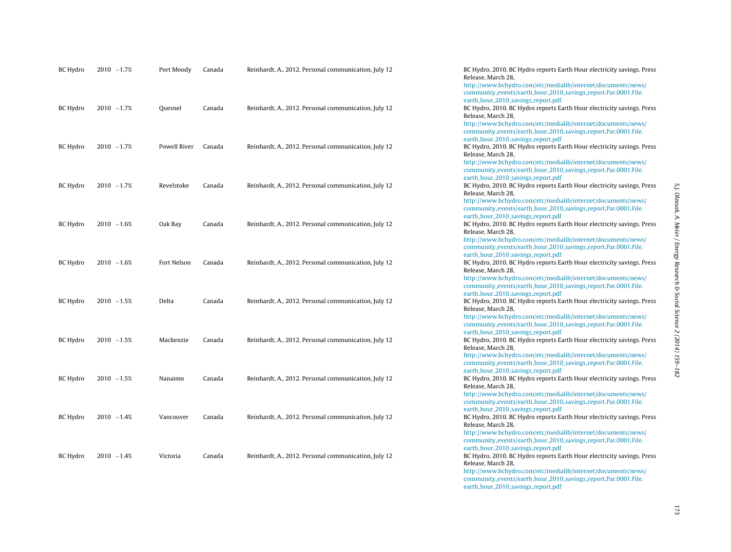| | | | | | |
|---|---|---|---|---|---|
| BC Hydro | 2010 | −1.7% | Port Moody | Canada | Reinhardt, A., 2012. Personal communication, July 12 | BC Hydro, 2010. BC Hydro reports Earth Hour electricity savings. Press Release, March 28, http://www.bchydro.com/etc/medialib/internet/documents/news/community_events/earth_hour_2010_savings_report.Par.0001.File.earth_hour_2010_savings_report.pdf |
| BC Hydro | 2010 | −1.7% | Quesnel | Canada | Reinhardt, A., 2012. Personal communication, July 12 | BC Hydro, 2010. BC Hydro reports Earth Hour electricity savings. Press Release, March 28, http://www.bchydro.com/etc/medialib/internet/documents/news/community_events/earth_hour_2010_savings_report.Par.0001.File.earth_hour_2010_savings_report.pdf |
| BC Hydro | 2010 | −1.7% | Powell River | Canada | Reinhardt, A., 2012. Personal communication, July 12 | BC Hydro, 2010. BC Hydro reports Earth Hour electricity savings. Press Release, March 28, http://www.bchydro.com/etc/medialib/internet/documents/news/community_events/earth_hour_2010_savings_report.Par.0001.File.earth_hour_2010_savings_report.pdf |
| BC Hydro | 2010 | −1.7% | Revelstoke | Canada | Reinhardt, A., 2012. Personal communication, July 12 | BC Hydro, 2010. BC Hydro reports Earth Hour electricity savings. Press Release, March 28, http://www.bchydro.com/etc/medialib/internet/documents/news/community_events/earth_hour_2010_savings_report.Par.0001.File.earth_hour_2010_savings_report.pdf |
| BC Hydro | 2010 | −1.6% | Oak Bay | Canada | Reinhardt, A., 2012. Personal communication, July 12 | BC Hydro, 2010. BC Hydro reports Earth Hour electricity savings. Press Release, March 28, http://www.bchydro.com/etc/medialib/internet/documents/news/community_events/earth_hour_2010_savings_report.Par.0001.File.earth_hour_2010_savings_report.pdf |
| BC Hydro | 2010 | −1.6% | Fort Nelson | Canada | Reinhardt, A., 2012. Personal communication, July 12 | BC Hydro, 2010. BC Hydro reports Earth Hour electricity savings. Press Release, March 28, http://www.bchydro.com/etc/medialib/internet/documents/news/community_events/earth_hour_2010_savings_report.Par.0001.File.earth_hour_2010_savings_report.pdf |
| BC Hydro | 2010 | −1.5% | Delta | Canada | Reinhardt, A., 2012. Personal communication, July 12 | BC Hydro, 2010. BC Hydro reports Earth Hour electricity savings. Press Release, March 28, http://www.bchydro.com/etc/medialib/internet/documents/news/community_events/earth_hour_2010_savings_report.Par.0001.File.earth_hour_2010_savings_report.pdf |
| BC Hydro | 2010 | −1.5% | Mackenzie | Canada | Reinhardt, A., 2012. Personal communication, July 12 | BC Hydro, 2010. BC Hydro reports Earth Hour electricity savings. Press Release, March 28, http://www.bchydro.com/etc/medialib/internet/documents/news/community_events/earth_hour_2010_savings_report.Par.0001.File.earth_hour_2010_savings_report.pdf |
| BC Hydro | 2010 | −1.5% | Nanaimo | Canada | Reinhardt, A., 2012. Personal communication, July 12 | BC Hydro, 2010. BC Hydro reports Earth Hour electricity savings. Press Release, March 28, http://www.bchydro.com/etc/medialib/internet/documents/news/community_events/earth_hour_2010_savings_report.Par.0001.File.earth_hour_2010_savings_report.pdf |
| BC Hydro | 2010 | −1.4% | Vancouver | Canada | Reinhardt, A., 2012. Personal communication, July 12 | BC Hydro, 2010. BC Hydro reports Earth Hour electricity savings. Press Release, March 28, http://www.bchydro.com/etc/medialib/internet/documents/news/community_events/earth_hour_2010_savings_report.Par.0001.File.earth_hour_2010_savings_report.pdf |
| BC Hydro | 2010 | −1.4% | Victoria | Canada | Reinhardt, A., 2012. Personal communication, July 12 | BC Hydro, 2010. BC Hydro reports Earth Hour electricity savings. Press Release, March 28, http://www.bchydro.com/etc/medialib/internet/documents/news/community_events/earth_hour_2010_savings_report.Par.0001.File.earth_hour_2010_savings_report.pdf |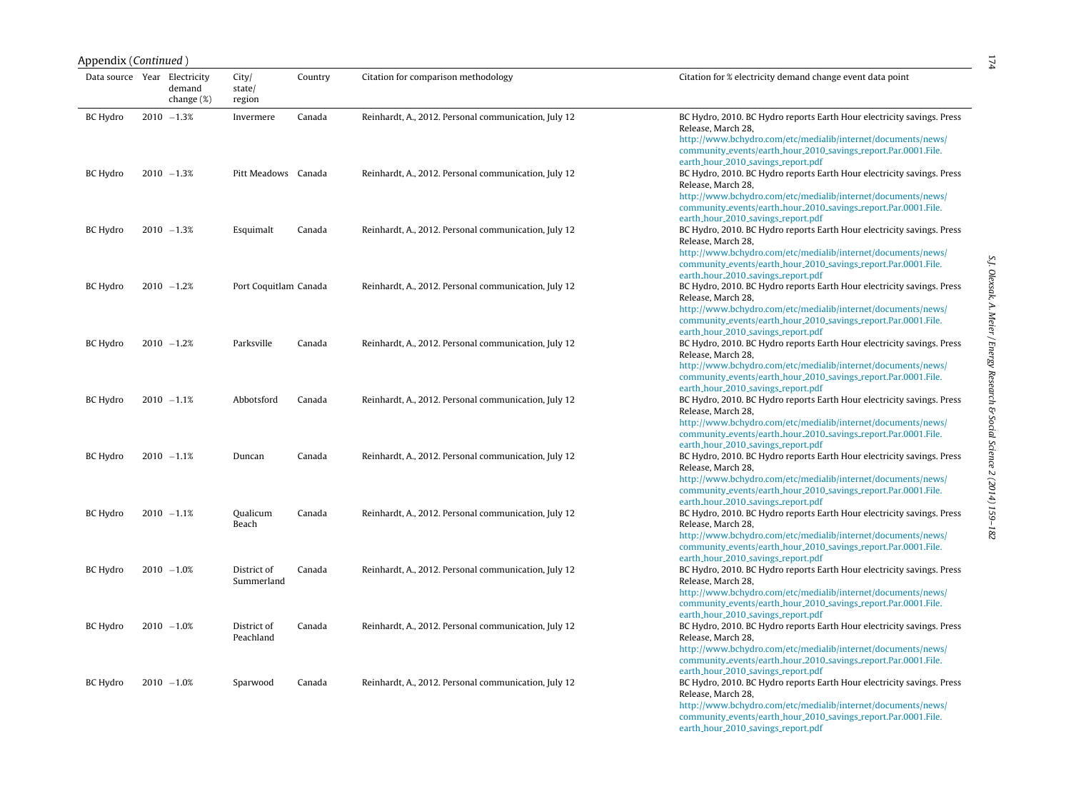Appendix (*Continued*)

| Data source | Year | Electricity demand change (%) | City/state/region | Country | Citation for comparison methodology | Citation for % electricity demand change event data point |
|---|---|---|---|---|---|---|
| BC Hydro | 2010 | −1.3% | Invermere | Canada | Reinhardt, A., 2012. Personal communication, July 12 | BC Hydro, 2010. BC Hydro reports Earth Hour electricity savings. Press Release, March 28, http://www.bchydro.com/etc/medialib/internet/documents/news/community_events/earth_hour_2010_savings_report.Par.0001.File.earth_hour_2010_savings_report.pdf |
| BC Hydro | 2010 | −1.3% | Pitt Meadows | Canada | Reinhardt, A., 2012. Personal communication, July 12 | BC Hydro, 2010. BC Hydro reports Earth Hour electricity savings. Press Release, March 28, http://www.bchydro.com/etc/medialib/internet/documents/news/community_events/earth_hour_2010_savings_report.Par.0001.File.earth_hour_2010_savings_report.pdf |
| BC Hydro | 2010 | −1.3% | Esquimalt | Canada | Reinhardt, A., 2012. Personal communication, July 12 | BC Hydro, 2010. BC Hydro reports Earth Hour electricity savings. Press Release, March 28, http://www.bchydro.com/etc/medialib/internet/documents/news/community_events/earth_hour_2010_savings_report.Par.0001.File.earth_hour_2010_savings_report.pdf |
| BC Hydro | 2010 | −1.2% | Port Coquitlam | Canada | Reinhardt, A., 2012. Personal communication, July 12 | BC Hydro, 2010. BC Hydro reports Earth Hour electricity savings. Press Release, March 28, http://www.bchydro.com/etc/medialib/internet/documents/news/community_events/earth_hour_2010_savings_report.Par.0001.File.earth_hour_2010_savings_report.pdf |
| BC Hydro | 2010 | −1.2% | Parksville | Canada | Reinhardt, A., 2012. Personal communication, July 12 | BC Hydro, 2010. BC Hydro reports Earth Hour electricity savings. Press Release, March 28, http://www.bchydro.com/etc/medialib/internet/documents/news/community_events/earth_hour_2010_savings_report.Par.0001.File.earth_hour_2010_savings_report.pdf |
| BC Hydro | 2010 | −1.1% | Abbotsford | Canada | Reinhardt, A., 2012. Personal communication, July 12 | BC Hydro, 2010. BC Hydro reports Earth Hour electricity savings. Press Release, March 28, http://www.bchydro.com/etc/medialib/internet/documents/news/community_events/earth_hour_2010_savings_report.Par.0001.File.earth_hour_2010_savings_report.pdf |
| BC Hydro | 2010 | −1.1% | Duncan | Canada | Reinhardt, A., 2012. Personal communication, July 12 | BC Hydro, 2010. BC Hydro reports Earth Hour electricity savings. Press Release, March 28, http://www.bchydro.com/etc/medialib/internet/documents/news/community_events/earth_hour_2010_savings_report.Par.0001.File.earth_hour_2010_savings_report.pdf |
| BC Hydro | 2010 | −1.1% | Qualicum Beach | Canada | Reinhardt, A., 2012. Personal communication, July 12 | BC Hydro, 2010. BC Hydro reports Earth Hour electricity savings. Press Release, March 28, http://www.bchydro.com/etc/medialib/internet/documents/news/community_events/earth_hour_2010_savings_report.Par.0001.File.earth_hour_2010_savings_report.pdf |
| BC Hydro | 2010 | −1.0% | District of Summerland | Canada | Reinhardt, A., 2012. Personal communication, July 12 | BC Hydro, 2010. BC Hydro reports Earth Hour electricity savings. Press Release, March 28, http://www.bchydro.com/etc/medialib/internet/documents/news/community_events/earth_hour_2010_savings_report.Par.0001.File.earth_hour_2010_savings_report.pdf |
| BC Hydro | 2010 | −1.0% | District of Peachland | Canada | Reinhardt, A., 2012. Personal communication, July 12 | BC Hydro, 2010. BC Hydro reports Earth Hour electricity savings. Press Release, March 28, http://www.bchydro.com/etc/medialib/internet/documents/news/community_events/earth_hour_2010_savings_report.Par.0001.File.earth_hour_2010_savings_report.pdf |
| BC Hydro | 2010 | −1.0% | Sparwood | Canada | Reinhardt, A., 2012. Personal communication, July 12 | BC Hydro, 2010. BC Hydro reports Earth Hour electricity savings. Press Release, March 28, http://www.bchydro.com/etc/medialib/internet/documents/news/community_events/earth_hour_2010_savings_report.Par.0001.File.earth_hour_2010_savings_report.pdf |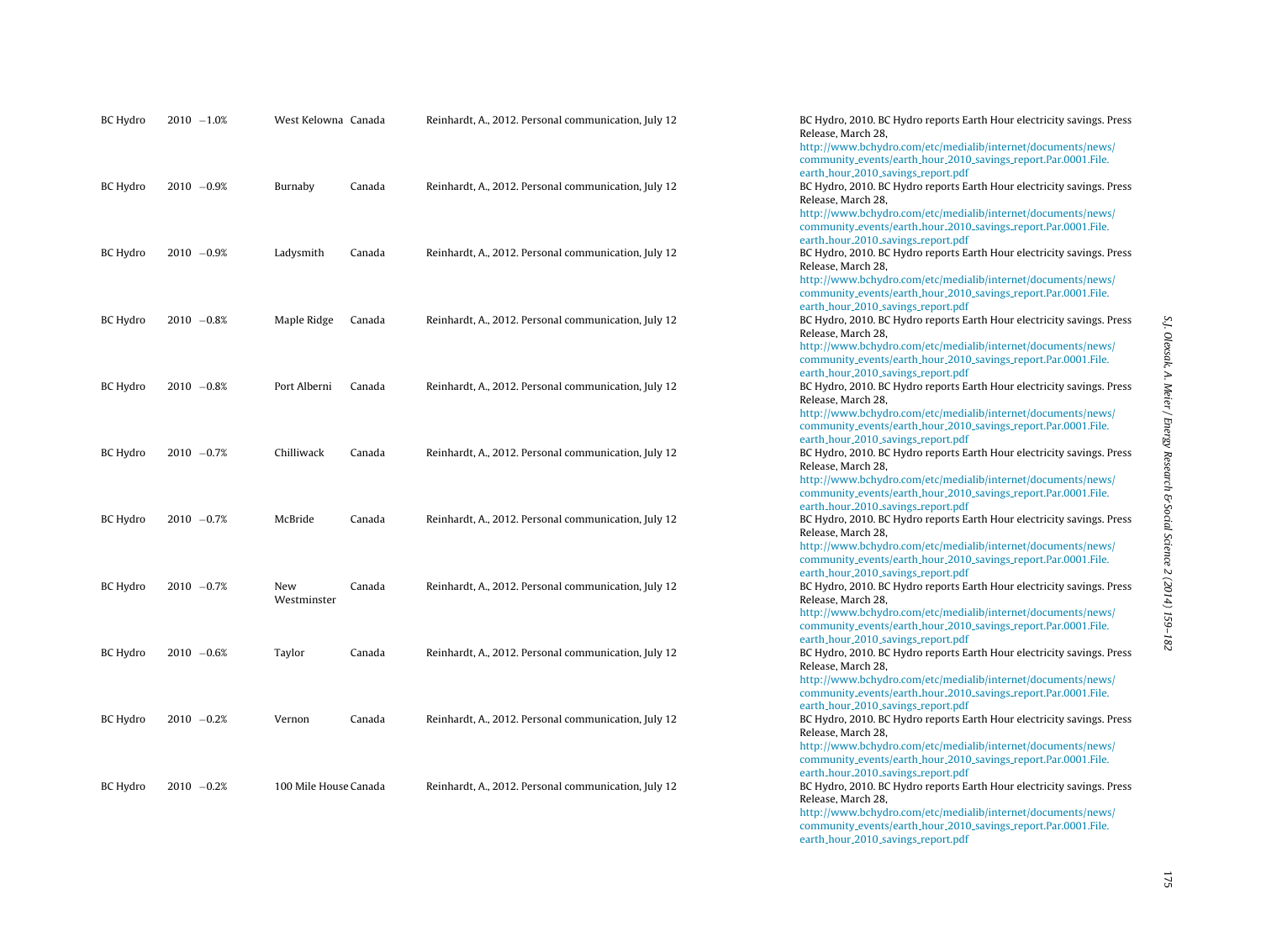| | | | | | | |
|---|---|---|---|---|---|---|
| BC Hydro | 2010 | −1.0% | West Kelowna | Canada | Reinhardt, A., 2012. Personal communication, July 12 | BC Hydro, 2010. BC Hydro reports Earth Hour electricity savings. Press Release, March 28, http://www.bchydro.com/etc/medialib/internet/documents/news/community_events/earth_hour_2010_savings_report.Par.0001.File.earth_hour_2010_savings_report.pdf |
| BC Hydro | 2010 | −0.9% | Burnaby | Canada | Reinhardt, A., 2012. Personal communication, July 12 | BC Hydro, 2010. BC Hydro reports Earth Hour electricity savings. Press Release, March 28, http://www.bchydro.com/etc/medialib/internet/documents/news/community_events/earth_hour_2010_savings_report.Par.0001.File.earth_hour_2010_savings_report.pdf |
| BC Hydro | 2010 | −0.9% | Ladysmith | Canada | Reinhardt, A., 2012. Personal communication, July 12 | BC Hydro, 2010. BC Hydro reports Earth Hour electricity savings. Press Release, March 28, http://www.bchydro.com/etc/medialib/internet/documents/news/community_events/earth_hour_2010_savings_report.Par.0001.File.earth_hour_2010_savings_report.pdf |
| BC Hydro | 2010 | −0.8% | Maple Ridge | Canada | Reinhardt, A., 2012. Personal communication, July 12 | BC Hydro, 2010. BC Hydro reports Earth Hour electricity savings. Press Release, March 28, http://www.bchydro.com/etc/medialib/internet/documents/news/community_events/earth_hour_2010_savings_report.Par.0001.File.earth_hour_2010_savings_report.pdf |
| BC Hydro | 2010 | −0.8% | Port Alberni | Canada | Reinhardt, A., 2012. Personal communication, July 12 | BC Hydro, 2010. BC Hydro reports Earth Hour electricity savings. Press Release, March 28, http://www.bchydro.com/etc/medialib/internet/documents/news/community_events/earth_hour_2010_savings_report.Par.0001.File.earth_hour_2010_savings_report.pdf |
| BC Hydro | 2010 | −0.7% | Chilliwack | Canada | Reinhardt, A., 2012. Personal communication, July 12 | BC Hydro, 2010. BC Hydro reports Earth Hour electricity savings. Press Release, March 28, http://www.bchydro.com/etc/medialib/internet/documents/news/community_events/earth_hour_2010_savings_report.Par.0001.File.earth_hour_2010_savings_report.pdf |
| BC Hydro | 2010 | −0.7% | McBride | Canada | Reinhardt, A., 2012. Personal communication, July 12 | BC Hydro, 2010. BC Hydro reports Earth Hour electricity savings. Press Release, March 28, http://www.bchydro.com/etc/medialib/internet/documents/news/community_events/earth_hour_2010_savings_report.Par.0001.File.earth_hour_2010_savings_report.pdf |
| BC Hydro | 2010 | −0.7% | New Westminster | Canada | Reinhardt, A., 2012. Personal communication, July 12 | BC Hydro, 2010. BC Hydro reports Earth Hour electricity savings. Press Release, March 28, http://www.bchydro.com/etc/medialib/internet/documents/news/community_events/earth_hour_2010_savings_report.Par.0001.File.earth_hour_2010_savings_report.pdf |
| BC Hydro | 2010 | −0.6% | Taylor | Canada | Reinhardt, A., 2012. Personal communication, July 12 | BC Hydro, 2010. BC Hydro reports Earth Hour electricity savings. Press Release, March 28, http://www.bchydro.com/etc/medialib/internet/documents/news/community_events/earth_hour_2010_savings_report.Par.0001.File.earth_hour_2010_savings_report.pdf |
| BC Hydro | 2010 | −0.2% | Vernon | Canada | Reinhardt, A., 2012. Personal communication, July 12 | BC Hydro, 2010. BC Hydro reports Earth Hour electricity savings. Press Release, March 28, http://www.bchydro.com/etc/medialib/internet/documents/news/community_events/earth_hour_2010_savings_report.Par.0001.File.earth_hour_2010_savings_report.pdf |
| BC Hydro | 2010 | −0.2% | 100 Mile House | Canada | Reinhardt, A., 2012. Personal communication, July 12 | BC Hydro, 2010. BC Hydro reports Earth Hour electricity savings. Press Release, March 28, http://www.bchydro.com/etc/medialib/internet/documents/news/community_events/earth_hour_2010_savings_report.Par.0001.File.earth_hour_2010_savings_report.pdf |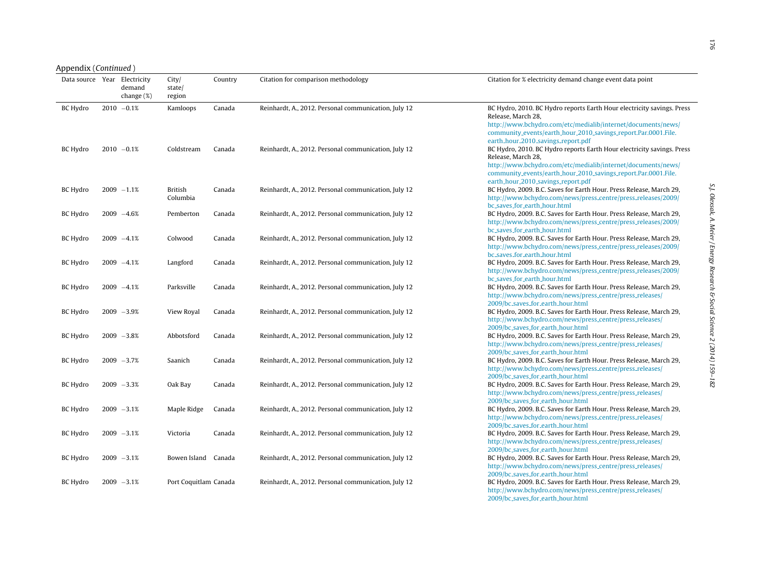Appendix (*Continued*)

| Data source | Year | Electricity demand change (%) | City/ state/ region | Country | Citation for comparison methodology | Citation for % electricity demand change event data point |
|---|---|---|---|---|---|---|
| BC Hydro | 2010 | −0.1% | Kamloops | Canada | Reinhardt, A., 2012. Personal communication, July 12 | BC Hydro, 2010. BC Hydro reports Earth Hour electricity savings. Press Release, March 28, http://www.bchydro.com/etc/medialib/internet/documents/news/community_events/earth_hour_2010_savings_report.Par.0001.File.earth_hour_2010_savings_report.pdf |
| BC Hydro | 2010 | −0.1% | Coldstream | Canada | Reinhardt, A., 2012. Personal communication, July 12 | BC Hydro, 2010. BC Hydro reports Earth Hour electricity savings. Press Release, March 28, http://www.bchydro.com/etc/medialib/internet/documents/news/community_events/earth_hour_2010_savings_report.Par.0001.File.earth_hour_2010_savings_report.pdf |
| BC Hydro | 2009 | −1.1% | British Columbia | Canada | Reinhardt, A., 2012. Personal communication, July 12 | BC Hydro, 2009. B.C. Saves for Earth Hour. Press Release, March 29, http://www.bchydro.com/news/press_centre/press_releases/2009/bc_saves_for_earth_hour.html |
| BC Hydro | 2009 | −4.6% | Pemberton | Canada | Reinhardt, A., 2012. Personal communication, July 12 | BC Hydro, 2009. B.C. Saves for Earth Hour. Press Release, March 29, http://www.bchydro.com/news/press_centre/press_releases/2009/bc_saves_for_earth_hour.html |
| BC Hydro | 2009 | −4.1% | Colwood | Canada | Reinhardt, A., 2012. Personal communication, July 12 | BC Hydro, 2009. B.C. Saves for Earth Hour. Press Release, March 29, http://www.bchydro.com/news/press_centre/press_releases/2009/bc_saves_for_earth_hour.html |
| BC Hydro | 2009 | −4.1% | Langford | Canada | Reinhardt, A., 2012. Personal communication, July 12 | BC Hydro, 2009. B.C. Saves for Earth Hour. Press Release, March 29, http://www.bchydro.com/news/press_centre/press_releases/2009/bc_saves_for_earth_hour.html |
| BC Hydro | 2009 | −4.1% | Parksville | Canada | Reinhardt, A., 2012. Personal communication, July 12 | BC Hydro, 2009. B.C. Saves for Earth Hour. Press Release, March 29, http://www.bchydro.com/news/press_centre/press_releases/2009/bc_saves_for_earth_hour.html |
| BC Hydro | 2009 | −3.9% | View Royal | Canada | Reinhardt, A., 2012. Personal communication, July 12 | BC Hydro, 2009. B.C. Saves for Earth Hour. Press Release, March 29, http://www.bchydro.com/news/press_centre/press_releases/2009/bc_saves_for_earth_hour.html |
| BC Hydro | 2009 | −3.8% | Abbotsford | Canada | Reinhardt, A., 2012. Personal communication, July 12 | BC Hydro, 2009. B.C. Saves for Earth Hour. Press Release, March 29, http://www.bchydro.com/news/press_centre/press_releases/2009/bc_saves_for_earth_hour.html |
| BC Hydro | 2009 | −3.7% | Saanich | Canada | Reinhardt, A., 2012. Personal communication, July 12 | BC Hydro, 2009. B.C. Saves for Earth Hour. Press Release, March 29, http://www.bchydro.com/news/press_centre/press_releases/2009/bc_saves_for_earth_hour.html |
| BC Hydro | 2009 | −3.3% | Oak Bay | Canada | Reinhardt, A., 2012. Personal communication, July 12 | BC Hydro, 2009. B.C. Saves for Earth Hour. Press Release, March 29, http://www.bchydro.com/news/press_centre/press_releases/2009/bc_saves_for_earth_hour.html |
| BC Hydro | 2009 | −3.1% | Maple Ridge | Canada | Reinhardt, A., 2012. Personal communication, July 12 | BC Hydro, 2009. B.C. Saves for Earth Hour. Press Release, March 29, http://www.bchydro.com/news/press_centre/press_releases/2009/bc_saves_for_earth_hour.html |
| BC Hydro | 2009 | −3.1% | Victoria | Canada | Reinhardt, A., 2012. Personal communication, July 12 | BC Hydro, 2009. B.C. Saves for Earth Hour. Press Release, March 29, http://www.bchydro.com/news/press_centre/press_releases/2009/bc_saves_for_earth_hour.html |
| BC Hydro | 2009 | −3.1% | Bowen Island | Canada | Reinhardt, A., 2012. Personal communication, July 12 | BC Hydro, 2009. B.C. Saves for Earth Hour. Press Release, March 29, http://www.bchydro.com/news/press_centre/press_releases/2009/bc_saves_for_earth_hour.html |
| BC Hydro | 2009 | −3.1% | Port Coquitlam | Canada | Reinhardt, A., 2012. Personal communication, July 12 | BC Hydro, 2009. B.C. Saves for Earth Hour. Press Release, March 29, http://www.bchydro.com/news/press_centre/press_releases/2009/bc_saves_for_earth_hour.html |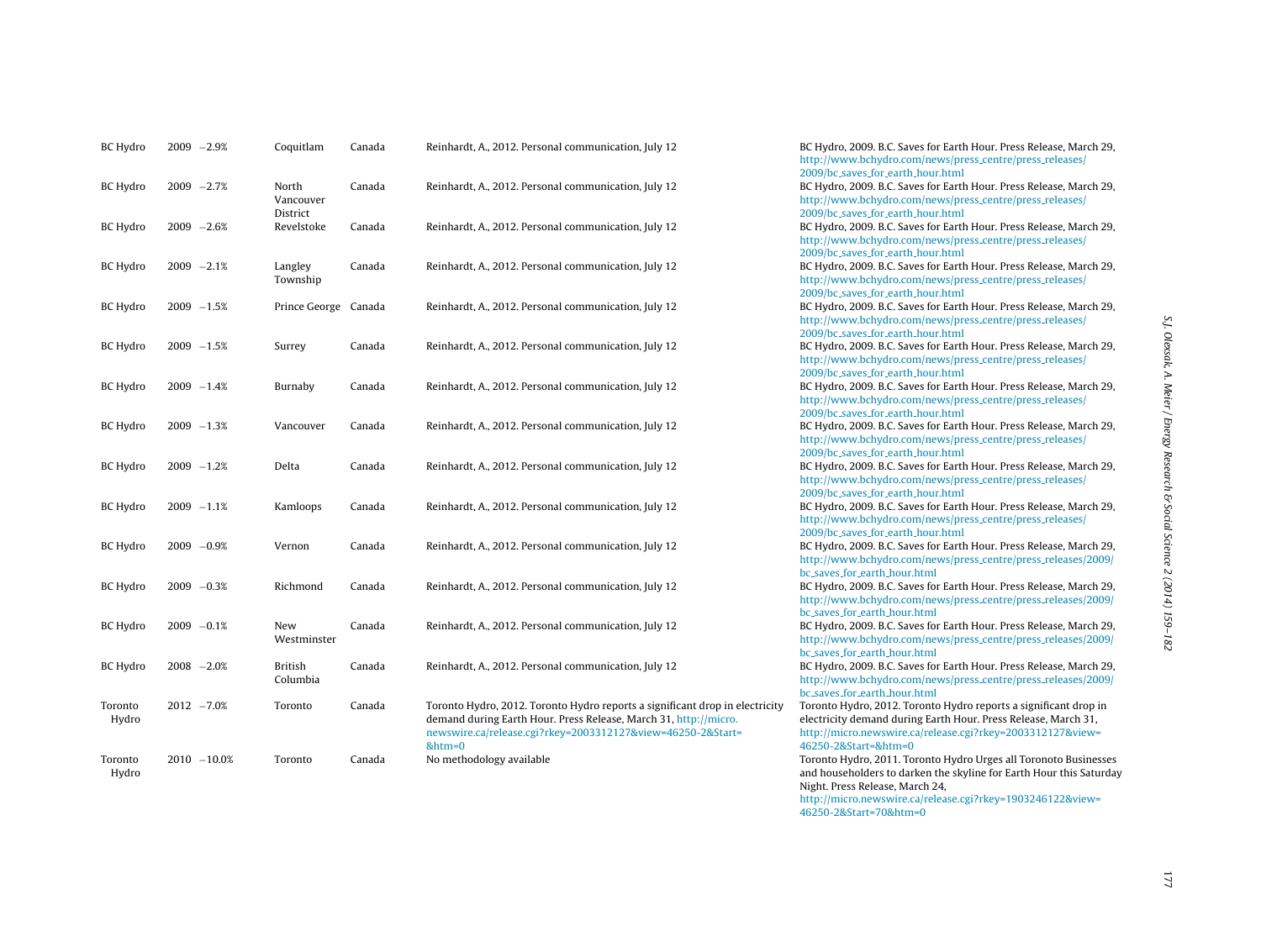| | | | | | | |
|---|---|---|---|---|---|---|
| BC Hydro | 2009 | −2.9% | Coquitlam | Canada | Reinhardt, A., 2012. Personal communication, July 12 | BC Hydro, 2009. B.C. Saves for Earth Hour. Press Release, March 29, http://www.bchydro.com/news/press_centre/press_releases/2009/bc_saves_for_earth_hour.html |
| BC Hydro | 2009 | −2.7% | North Vancouver District | Canada | Reinhardt, A., 2012. Personal communication, July 12 | BC Hydro, 2009. B.C. Saves for Earth Hour. Press Release, March 29, http://www.bchydro.com/news/press_centre/press_releases/2009/bc_saves_for_earth_hour.html |
| BC Hydro | 2009 | −2.6% | Revelstoke | Canada | Reinhardt, A., 2012. Personal communication, July 12 | BC Hydro, 2009. B.C. Saves for Earth Hour. Press Release, March 29, http://www.bchydro.com/news/press_centre/press_releases/2009/bc_saves_for_earth_hour.html |
| BC Hydro | 2009 | −2.1% | Langley Township | Canada | Reinhardt, A., 2012. Personal communication, July 12 | BC Hydro, 2009. B.C. Saves for Earth Hour. Press Release, March 29, http://www.bchydro.com/news/press_centre/press_releases/2009/bc_saves_for_earth_hour.html |
| BC Hydro | 2009 | −1.5% | Prince George | Canada | Reinhardt, A., 2012. Personal communication, July 12 | BC Hydro, 2009. B.C. Saves for Earth Hour. Press Release, March 29, http://www.bchydro.com/news/press_centre/press_releases/2009/bc_saves_for_earth_hour.html |
| BC Hydro | 2009 | −1.5% | Surrey | Canada | Reinhardt, A., 2012. Personal communication, July 12 | BC Hydro, 2009. B.C. Saves for Earth Hour. Press Release, March 29, http://www.bchydro.com/news/press_centre/press_releases/2009/bc_saves_for_earth_hour.html |
| BC Hydro | 2009 | −1.4% | Burnaby | Canada | Reinhardt, A., 2012. Personal communication, July 12 | BC Hydro, 2009. B.C. Saves for Earth Hour. Press Release, March 29, http://www.bchydro.com/news/press_centre/press_releases/2009/bc_saves_for_earth_hour.html |
| BC Hydro | 2009 | −1.3% | Vancouver | Canada | Reinhardt, A., 2012. Personal communication, July 12 | BC Hydro, 2009. B.C. Saves for Earth Hour. Press Release, March 29, http://www.bchydro.com/news/press_centre/press_releases/2009/bc_saves_for_earth_hour.html |
| BC Hydro | 2009 | −1.2% | Delta | Canada | Reinhardt, A., 2012. Personal communication, July 12 | BC Hydro, 2009. B.C. Saves for Earth Hour. Press Release, March 29, http://www.bchydro.com/news/press_centre/press_releases/2009/bc_saves_for_earth_hour.html |
| BC Hydro | 2009 | −1.1% | Kamloops | Canada | Reinhardt, A., 2012. Personal communication, July 12 | BC Hydro, 2009. B.C. Saves for Earth Hour. Press Release, March 29, http://www.bchydro.com/news/press_centre/press_releases/2009/bc_saves_for_earth_hour.html |
| BC Hydro | 2009 | −0.9% | Vernon | Canada | Reinhardt, A., 2012. Personal communication, July 12 | BC Hydro, 2009. B.C. Saves for Earth Hour. Press Release, March 29, http://www.bchydro.com/news/press_centre/press_releases/2009/bc_saves_for_earth_hour.html |
| BC Hydro | 2009 | −0.3% | Richmond | Canada | Reinhardt, A., 2012. Personal communication, July 12 | BC Hydro, 2009. B.C. Saves for Earth Hour. Press Release, March 29, http://www.bchydro.com/news/press_centre/press_releases/2009/bc_saves_for_earth_hour.html |
| BC Hydro | 2009 | −0.1% | New Westminster | Canada | Reinhardt, A., 2012. Personal communication, July 12 | BC Hydro, 2009. B.C. Saves for Earth Hour. Press Release, March 29, http://www.bchydro.com/news/press_centre/press_releases/2009/bc_saves_for_earth_hour.html |
| BC Hydro | 2008 | −2.0% | British Columbia | Canada | Reinhardt, A., 2012. Personal communication, July 12 | BC Hydro, 2009. B.C. Saves for Earth Hour. Press Release, March 29, http://www.bchydro.com/news/press_centre/press_releases/2009/bc_saves_for_earth_hour.html |
| Toronto Hydro | 2012 | −7.0% | Toronto | Canada | Toronto Hydro, 2012. Toronto Hydro reports a significant drop in electricity demand during Earth Hour. Press Release, March 31, http://micro.newswire.ca/release.cgi?rkey=2003312127&view=46250-2&Start=&htm=0 | Toronto Hydro, 2012. Toronto Hydro reports a significant drop in electricity demand during Earth Hour. Press Release, March 31, http://micro.newswire.ca/release.cgi?rkey=2003312127&view=46250-2&Start=&htm=0 |
| Toronto Hydro | 2010 | −10.0% | Toronto | Canada | No methodology available | Toronto Hydro, 2011. Toronto Hydro Urges all Toronoto Businesses and householders to darken the skyline for Earth Hour this Saturday Night. Press Release, March 24, http://micro.newswire.ca/release.cgi?rkey=1903246122&view=46250-2&Start=70&htm=0 |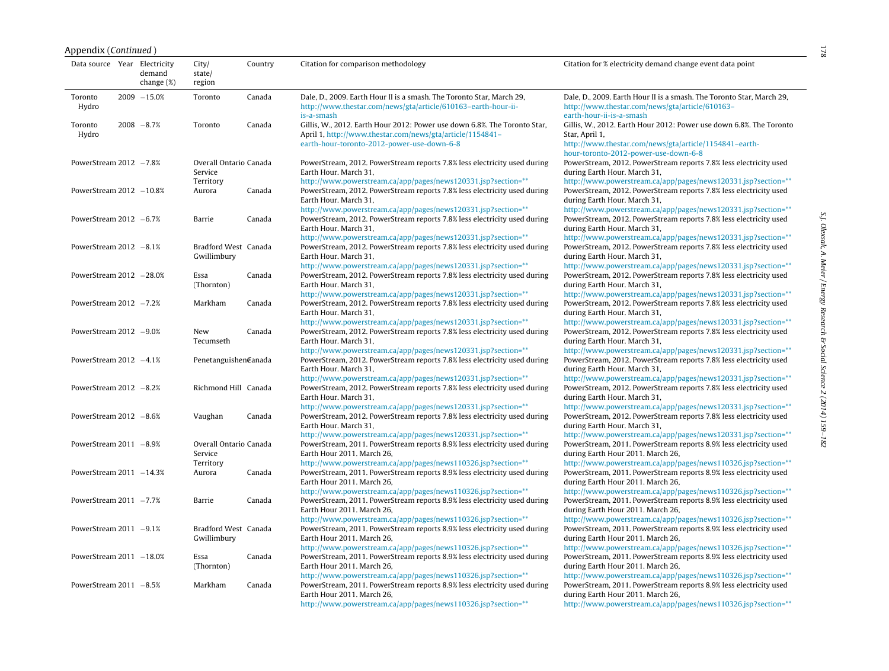Appendix (*Continued* )

| Data source | Year | Electricity demand change (%) | City/ state/ region | Country | Citation for comparison methodology | Citation for % electricity demand change event data point |
|---|---|---|---|---|---|---|
| Toronto Hydro | 2009 | −15.0% | Toronto | Canada | Dale, D., 2009. Earth Hour II is a smash. The Toronto Star, March 29, http://www.thestar.com/news/gta/article/610163–earth-hour-ii-is-a-smash | Dale, D., 2009. Earth Hour II is a smash. The Toronto Star, March 29, http://www.thestar.com/news/gta/article/610163–earth-hour-ii-is-a-smash |
| Toronto Hydro | 2008 | −8.7% | Toronto | Canada | Gillis, W., 2012. Earth Hour 2012: Power use down 6.8%. The Toronto Star, April 1, http://www.thestar.com/news/gta/article/1154841–earth-hour-toronto-2012-power-use-down-6-8 | Gillis, W., 2012. Earth Hour 2012: Power use down 6.8%. The Toronto Star, April 1, http://www.thestar.com/news/gta/article/1154841–earth-hour-toronto-2012-power-use-down-6-8 |
| PowerStream | 2012 | −7.8% | Overall Ontario Service Territory | Canada | PowerStream, 2012. PowerStream reports 7.8% less electricity used during Earth Hour. March 31, http://www.powerstream.ca/app/pages/news120331.jsp?section=** | PowerStream, 2012. PowerStream reports 7.8% less electricity used during Earth Hour. March 31, http://www.powerstream.ca/app/pages/news120331.jsp?section=** |
| PowerStream | 2012 | −10.8% | Aurora | Canada | PowerStream, 2012. PowerStream reports 7.8% less electricity used during Earth Hour. March 31, http://www.powerstream.ca/app/pages/news120331.jsp?section=** | PowerStream, 2012. PowerStream reports 7.8% less electricity used during Earth Hour. March 31, http://www.powerstream.ca/app/pages/news120331.jsp?section=** |
| PowerStream | 2012 | −6.7% | Barrie | Canada | PowerStream, 2012. PowerStream reports 7.8% less electricity used during Earth Hour. March 31, http://www.powerstream.ca/app/pages/news120331.jsp?section=** | PowerStream, 2012. PowerStream reports 7.8% less electricity used during Earth Hour. March 31, http://www.powerstream.ca/app/pages/news120331.jsp?section=** |
| PowerStream | 2012 | −8.1% | Bradford West Gwillimbury | Canada | PowerStream, 2012. PowerStream reports 7.8% less electricity used during Earth Hour. March 31, http://www.powerstream.ca/app/pages/news120331.jsp?section=** | PowerStream, 2012. PowerStream reports 7.8% less electricity used during Earth Hour. March 31, http://www.powerstream.ca/app/pages/news120331.jsp?section=** |
| PowerStream | 2012 | −28.0% | Essa (Thornton) | Canada | PowerStream, 2012. PowerStream reports 7.8% less electricity used during Earth Hour. March 31, http://www.powerstream.ca/app/pages/news120331.jsp?section=** | PowerStream, 2012. PowerStream reports 7.8% less electricity used during Earth Hour. March 31, http://www.powerstream.ca/app/pages/news120331.jsp?section=** |
| PowerStream | 2012 | −7.2% | Markham | Canada | PowerStream, 2012. PowerStream reports 7.8% less electricity used during Earth Hour. March 31, http://www.powerstream.ca/app/pages/news120331.jsp?section=** | PowerStream, 2012. PowerStream reports 7.8% less electricity used during Earth Hour. March 31, http://www.powerstream.ca/app/pages/news120331.jsp?section=** |
| PowerStream | 2012 | −9.0% | New Tecumseth | Canada | PowerStream, 2012. PowerStream reports 7.8% less electricity used during Earth Hour. March 31, http://www.powerstream.ca/app/pages/news120331.jsp?section=** | PowerStream, 2012. PowerStream reports 7.8% less electricity used during Earth Hour. March 31, http://www.powerstream.ca/app/pages/news120331.jsp?section=** |
| PowerStream | 2012 | −4.1% | Penetanguishene | Canada | PowerStream, 2012. PowerStream reports 7.8% less electricity used during Earth Hour. March 31, http://www.powerstream.ca/app/pages/news120331.jsp?section=** | PowerStream, 2012. PowerStream reports 7.8% less electricity used during Earth Hour. March 31, http://www.powerstream.ca/app/pages/news120331.jsp?section=** |
| PowerStream | 2012 | −8.2% | Richmond Hill | Canada | PowerStream, 2012. PowerStream reports 7.8% less electricity used during Earth Hour. March 31, http://www.powerstream.ca/app/pages/news120331.jsp?section=** | PowerStream, 2012. PowerStream reports 7.8% less electricity used during Earth Hour. March 31, http://www.powerstream.ca/app/pages/news120331.jsp?section=** |
| PowerStream | 2012 | −8.6% | Vaughan | Canada | PowerStream, 2012. PowerStream reports 7.8% less electricity used during Earth Hour. March 31, http://www.powerstream.ca/app/pages/news120331.jsp?section=** | PowerStream, 2012. PowerStream reports 7.8% less electricity used during Earth Hour. March 31, http://www.powerstream.ca/app/pages/news120331.jsp?section=** |
| PowerStream | 2011 | −8.9% | Overall Ontario Service Territory | Canada | PowerStream, 2011. PowerStream reports 8.9% less electricity used during Earth Hour 2011. March 26, http://www.powerstream.ca/app/pages/news110326.jsp?section=** | PowerStream, 2011. PowerStream reports 8.9% less electricity used during Earth Hour 2011. March 26, http://www.powerstream.ca/app/pages/news110326.jsp?section=** |
| PowerStream | 2011 | −14.3% | Aurora | Canada | PowerStream, 2011. PowerStream reports 8.9% less electricity used during Earth Hour 2011. March 26, http://www.powerstream.ca/app/pages/news110326.jsp?section=** | PowerStream, 2011. PowerStream reports 8.9% less electricity used during Earth Hour 2011. March 26, http://www.powerstream.ca/app/pages/news110326.jsp?section=** |
| PowerStream | 2011 | −7.7% | Barrie | Canada | PowerStream, 2011. PowerStream reports 8.9% less electricity used during Earth Hour 2011. March 26, http://www.powerstream.ca/app/pages/news110326.jsp?section=** | PowerStream, 2011. PowerStream reports 8.9% less electricity used during Earth Hour 2011. March 26, http://www.powerstream.ca/app/pages/news110326.jsp?section=** |
| PowerStream | 2011 | −9.1% | Bradford West Gwillimbury | Canada | PowerStream, 2011. PowerStream reports 8.9% less electricity used during Earth Hour 2011. March 26, http://www.powerstream.ca/app/pages/news110326.jsp?section=** | PowerStream, 2011. PowerStream reports 8.9% less electricity used during Earth Hour 2011. March 26, http://www.powerstream.ca/app/pages/news110326.jsp?section=** |
| PowerStream | 2011 | −18.0% | Essa (Thornton) | Canada | PowerStream, 2011. PowerStream reports 8.9% less electricity used during Earth Hour 2011. March 26, http://www.powerstream.ca/app/pages/news110326.jsp?section=** | PowerStream, 2011. PowerStream reports 8.9% less electricity used during Earth Hour 2011. March 26, http://www.powerstream.ca/app/pages/news110326.jsp?section=** |
| PowerStream | 2011 | −8.5% | Markham | Canada | PowerStream, 2011. PowerStream reports 8.9% less electricity used during Earth Hour 2011. March 26, http://www.powerstream.ca/app/pages/news110326.jsp?section=** | PowerStream, 2011. PowerStream reports 8.9% less electricity used during Earth Hour 2011. March 26, http://www.powerstream.ca/app/pages/news110326.jsp?section=** |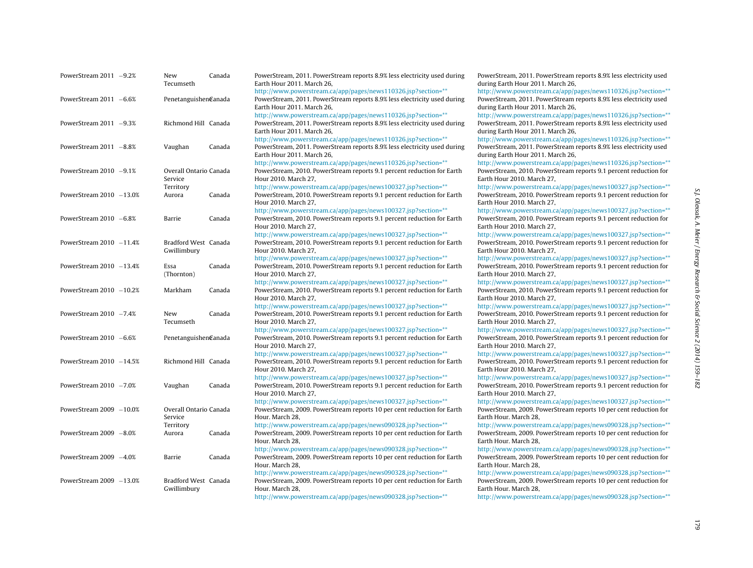| | | | | | |
|---|---|---|---|---|---|
| PowerStream 2011 | −9.2% | New Tecumseth | Canada | PowerStream, 2011. PowerStream reports 8.9% less electricity used during Earth Hour 2011. March 26, http://www.powerstream.ca/app/pages/news110326.jsp?section=** | PowerStream, 2011. PowerStream reports 8.9% less electricity used during Earth Hour 2011. March 26, http://www.powerstream.ca/app/pages/news110326.jsp?section=** |
| PowerStream 2011 | −6.6% | Penetanguishene | Canada | PowerStream, 2011. PowerStream reports 8.9% less electricity used during Earth Hour 2011. March 26, http://www.powerstream.ca/app/pages/news110326.jsp?section=** | PowerStream, 2011. PowerStream reports 8.9% less electricity used during Earth Hour 2011. March 26, http://www.powerstream.ca/app/pages/news110326.jsp?section=** |
| PowerStream 2011 | −9.3% | Richmond Hill | Canada | PowerStream, 2011. PowerStream reports 8.9% less electricity used during Earth Hour 2011. March 26, http://www.powerstream.ca/app/pages/news110326.jsp?section=** | PowerStream, 2011. PowerStream reports 8.9% less electricity used during Earth Hour 2011. March 26, http://www.powerstream.ca/app/pages/news110326.jsp?section=** |
| PowerStream 2011 | −8.8% | Vaughan | Canada | PowerStream, 2011. PowerStream reports 8.9% less electricity used during Earth Hour 2011. March 26, http://www.powerstream.ca/app/pages/news110326.jsp?section=** | PowerStream, 2011. PowerStream reports 8.9% less electricity used during Earth Hour 2011. March 26, http://www.powerstream.ca/app/pages/news110326.jsp?section=** |
| PowerStream 2010 | −9.1% | Overall Ontario Service Territory | Canada | PowerStream, 2010. PowerStream reports 9.1 percent reduction for Earth Hour 2010. March 27, http://www.powerstream.ca/app/pages/news100327.jsp?section=** | PowerStream, 2010. PowerStream reports 9.1 percent reduction for Earth Hour 2010. March 27, http://www.powerstream.ca/app/pages/news100327.jsp?section=** |
| PowerStream 2010 | −13.0% | Aurora | Canada | PowerStream, 2010. PowerStream reports 9.1 percent reduction for Earth Hour 2010. March 27, http://www.powerstream.ca/app/pages/news100327.jsp?section=** | PowerStream, 2010. PowerStream reports 9.1 percent reduction for Earth Hour 2010. March 27, http://www.powerstream.ca/app/pages/news100327.jsp?section=** |
| PowerStream 2010 | −6.8% | Barrie | Canada | PowerStream, 2010. PowerStream reports 9.1 percent reduction for Earth Hour 2010. March 27, http://www.powerstream.ca/app/pages/news100327.jsp?section=** | PowerStream, 2010. PowerStream reports 9.1 percent reduction for Earth Hour 2010. March 27, http://www.powerstream.ca/app/pages/news100327.jsp?section=** |
| PowerStream 2010 | −11.4% | Bradford West Gwillimbury | Canada | PowerStream, 2010. PowerStream reports 9.1 percent reduction for Earth Hour 2010. March 27, http://www.powerstream.ca/app/pages/news100327.jsp?section=** | PowerStream, 2010. PowerStream reports 9.1 percent reduction for Earth Hour 2010. March 27, http://www.powerstream.ca/app/pages/news100327.jsp?section=** |
| PowerStream 2010 | −13.4% | Essa (Thornton) | Canada | PowerStream, 2010. PowerStream reports 9.1 percent reduction for Earth Hour 2010. March 27, http://www.powerstream.ca/app/pages/news100327.jsp?section=** | PowerStream, 2010. PowerStream reports 9.1 percent reduction for Earth Hour 2010. March 27, http://www.powerstream.ca/app/pages/news100327.jsp?section=** |
| PowerStream 2010 | −10.2% | Markham | Canada | PowerStream, 2010. PowerStream reports 9.1 percent reduction for Earth Hour 2010. March 27, http://www.powerstream.ca/app/pages/news100327.jsp?section=** | PowerStream, 2010. PowerStream reports 9.1 percent reduction for Earth Hour 2010. March 27, http://www.powerstream.ca/app/pages/news100327.jsp?section=** |
| PowerStream 2010 | −7.4% | New Tecumseth | Canada | PowerStream, 2010. PowerStream reports 9.1 percent reduction for Earth Hour 2010. March 27, http://www.powerstream.ca/app/pages/news100327.jsp?section=** | PowerStream, 2010. PowerStream reports 9.1 percent reduction for Earth Hour 2010. March 27, http://www.powerstream.ca/app/pages/news100327.jsp?section=** |
| PowerStream 2010 | −6.6% | Penetanguishene | Canada | PowerStream, 2010. PowerStream reports 9.1 percent reduction for Earth Hour 2010. March 27, http://www.powerstream.ca/app/pages/news100327.jsp?section=** | PowerStream, 2010. PowerStream reports 9.1 percent reduction for Earth Hour 2010. March 27, http://www.powerstream.ca/app/pages/news100327.jsp?section=** |
| PowerStream 2010 | −14.5% | Richmond Hill | Canada | PowerStream, 2010. PowerStream reports 9.1 percent reduction for Earth Hour 2010. March 27, http://www.powerstream.ca/app/pages/news100327.jsp?section=** | PowerStream, 2010. PowerStream reports 9.1 percent reduction for Earth Hour 2010. March 27, http://www.powerstream.ca/app/pages/news100327.jsp?section=** |
| PowerStream 2010 | −7.0% | Vaughan | Canada | PowerStream, 2010. PowerStream reports 9.1 percent reduction for Earth Hour 2010. March 27, http://www.powerstream.ca/app/pages/news100327.jsp?section=** | PowerStream, 2010. PowerStream reports 9.1 percent reduction for Earth Hour 2010. March 27, http://www.powerstream.ca/app/pages/news100327.jsp?section=** |
| PowerStream 2009 | −10.0% | Overall Ontario Service Territory | Canada | PowerStream, 2009. PowerStream reports 10 per cent reduction for Earth Hour. March 28, http://www.powerstream.ca/app/pages/news090328.jsp?section=** | PowerStream, 2009. PowerStream reports 10 per cent reduction for Earth Hour. March 28, http://www.powerstream.ca/app/pages/news090328.jsp?section=** |
| PowerStream 2009 | −8.0% | Aurora | Canada | PowerStream, 2009. PowerStream reports 10 per cent reduction for Earth Hour. March 28, http://www.powerstream.ca/app/pages/news090328.jsp?section=** | PowerStream, 2009. PowerStream reports 10 per cent reduction for Earth Hour. March 28, http://www.powerstream.ca/app/pages/news090328.jsp?section=** |
| PowerStream 2009 | −4.0% | Barrie | Canada | PowerStream, 2009. PowerStream reports 10 per cent reduction for Earth Hour. March 28, http://www.powerstream.ca/app/pages/news090328.jsp?section=** | PowerStream, 2009. PowerStream reports 10 per cent reduction for Earth Hour. March 28, http://www.powerstream.ca/app/pages/news090328.jsp?section=** |
| PowerStream 2009 | −13.0% | Bradford West Gwillimbury | Canada | PowerStream, 2009. PowerStream reports 10 per cent reduction for Earth Hour. March 28, http://www.powerstream.ca/app/pages/news090328.jsp?section=** | PowerStream, 2009. PowerStream reports 10 per cent reduction for Earth Hour. March 28, http://www.powerstream.ca/app/pages/news090328.jsp?section=** |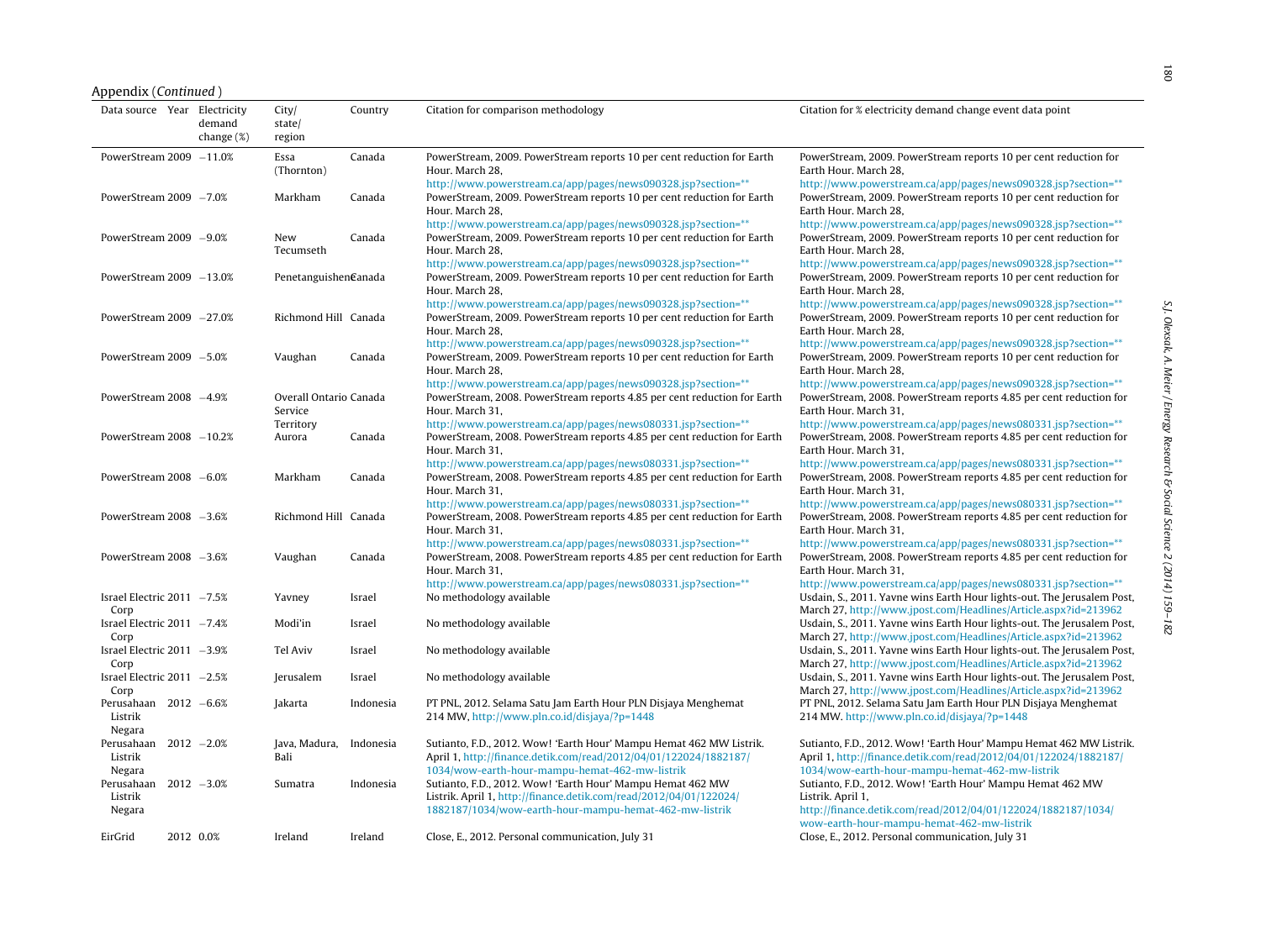Appendix (*Continued*)

| Data source | Year | Electricity demand change (%) | City/ state/ region | Country | Citation for comparison methodology | Citation for % electricity demand change event data point |
|---|---|---|---|---|---|---|
| PowerStream | 2009 | −11.0% | Essa (Thornton) | Canada | PowerStream, 2009. PowerStream reports 10 per cent reduction for Earth Hour. March 28, http://www.powerstream.ca/app/pages/news090328.jsp?section=** | PowerStream, 2009. PowerStream reports 10 per cent reduction for Earth Hour. March 28, http://www.powerstream.ca/app/pages/news090328.jsp?section=** |
| PowerStream | 2009 | −7.0% | Markham | Canada | PowerStream, 2009. PowerStream reports 10 per cent reduction for Earth Hour. March 28, http://www.powerstream.ca/app/pages/news090328.jsp?section=** | PowerStream, 2009. PowerStream reports 10 per cent reduction for Earth Hour. March 28, http://www.powerstream.ca/app/pages/news090328.jsp?section=** |
| PowerStream | 2009 | −9.0% | New Tecumseth | Canada | PowerStream, 2009. PowerStream reports 10 per cent reduction for Earth Hour. March 28, http://www.powerstream.ca/app/pages/news090328.jsp?section=** | PowerStream, 2009. PowerStream reports 10 per cent reduction for Earth Hour. March 28, http://www.powerstream.ca/app/pages/news090328.jsp?section=** |
| PowerStream | 2009 | −13.0% | Penetanguishene | Canada | PowerStream, 2009. PowerStream reports 10 per cent reduction for Earth Hour. March 28, http://www.powerstream.ca/app/pages/news090328.jsp?section=** | PowerStream, 2009. PowerStream reports 10 per cent reduction for Earth Hour. March 28, http://www.powerstream.ca/app/pages/news090328.jsp?section=** |
| PowerStream | 2009 | −27.0% | Richmond Hill | Canada | PowerStream, 2009. PowerStream reports 10 per cent reduction for Earth Hour. March 28, http://www.powerstream.ca/app/pages/news090328.jsp?section=** | PowerStream, 2009. PowerStream reports 10 per cent reduction for Earth Hour. March 28, http://www.powerstream.ca/app/pages/news090328.jsp?section=** |
| PowerStream | 2009 | −5.0% | Vaughan | Canada | PowerStream, 2009. PowerStream reports 10 per cent reduction for Earth Hour. March 28, http://www.powerstream.ca/app/pages/news090328.jsp?section=** | PowerStream, 2009. PowerStream reports 10 per cent reduction for Earth Hour. March 28, http://www.powerstream.ca/app/pages/news090328.jsp?section=** |
| PowerStream | 2008 | −4.9% | Overall Ontario Service Territory | Canada | PowerStream, 2008. PowerStream reports 4.85 per cent reduction for Earth Hour. March 31, http://www.powerstream.ca/app/pages/news080331.jsp?section=** | PowerStream, 2008. PowerStream reports 4.85 per cent reduction for Earth Hour. March 31, http://www.powerstream.ca/app/pages/news080331.jsp?section=** |
| PowerStream | 2008 | −10.2% | Aurora | Canada | PowerStream, 2008. PowerStream reports 4.85 per cent reduction for Earth Hour. March 31, http://www.powerstream.ca/app/pages/news080331.jsp?section=** | PowerStream, 2008. PowerStream reports 4.85 per cent reduction for Earth Hour. March 31, http://www.powerstream.ca/app/pages/news080331.jsp?section=** |
| PowerStream | 2008 | −6.0% | Markham | Canada | PowerStream, 2008. PowerStream reports 4.85 per cent reduction for Earth Hour. March 31, http://www.powerstream.ca/app/pages/news080331.jsp?section=** | PowerStream, 2008. PowerStream reports 4.85 per cent reduction for Earth Hour. March 31, http://www.powerstream.ca/app/pages/news080331.jsp?section=** |
| PowerStream | 2008 | −3.6% | Richmond Hill | Canada | PowerStream, 2008. PowerStream reports 4.85 per cent reduction for Earth Hour. March 31, http://www.powerstream.ca/app/pages/news080331.jsp?section=** | PowerStream, 2008. PowerStream reports 4.85 per cent reduction for Earth Hour. March 31, http://www.powerstream.ca/app/pages/news080331.jsp?section=** |
| PowerStream | 2008 | −3.6% | Vaughan | Canada | PowerStream, 2008. PowerStream reports 4.85 per cent reduction for Earth Hour. March 31, http://www.powerstream.ca/app/pages/news080331.jsp?section=** | PowerStream, 2008. PowerStream reports 4.85 per cent reduction for Earth Hour. March 31, http://www.powerstream.ca/app/pages/news080331.jsp?section=** |
| Israel Electric Corp | 2011 | −7.5% | Yavney | Israel | No methodology available | Usdain, S., 2011. Yavne wins Earth Hour lights-out. The Jerusalem Post, March 27, http://www.jpost.com/Headlines/Article.aspx?id=213962 |
| Israel Electric Corp | 2011 | −7.4% | Modi'in | Israel | No methodology available | Usdain, S., 2011. Yavne wins Earth Hour lights-out. The Jerusalem Post, March 27, http://www.jpost.com/Headlines/Article.aspx?id=213962 |
| Israel Electric Corp | 2011 | −3.9% | Tel Aviv | Israel | No methodology available | Usdain, S., 2011. Yavne wins Earth Hour lights-out. The Jerusalem Post, March 27, http://www.jpost.com/Headlines/Article.aspx?id=213962 |
| Israel Electric Corp | 2011 | −2.5% | Jerusalem | Israel | No methodology available | Usdain, S., 2011. Yavne wins Earth Hour lights-out. The Jerusalem Post, March 27, http://www.jpost.com/Headlines/Article.aspx?id=213962 |
| Perusahaan Listrik Negara | 2012 | −6.6% | Jakarta | Indonesia | PT PNL, 2012. Selama Satu Jam Earth Hour PLN Disjaya Menghemat 214 MW, http://www.pln.co.id/disjaya/?p=1448 | PT PNL, 2012. Selama Satu Jam Earth Hour PLN Disjaya Menghemat 214 MW. http://www.pln.co.id/disjaya/?p=1448 |
| Perusahaan Listrik Negara | 2012 | −2.0% | Java, Madura, Bali | Indonesia | Sutianto, F.D., 2012. Wow! 'Earth Hour' Mampu Hemat 462 MW Listrik. April 1, http://finance.detik.com/read/2012/04/01/122024/1882187/1034/wow-earth-hour-mampu-hemat-462-mw-listrik | Sutianto, F.D., 2012. Wow! 'Earth Hour' Mampu Hemat 462 MW Listrik. April 1, http://finance.detik.com/read/2012/04/01/122024/1882187/1034/wow-earth-hour-mampu-hemat-462-mw-listrik |
| Perusahaan Listrik Negara | 2012 | −3.0% | Sumatra | Indonesia | Sutianto, F.D., 2012. Wow! 'Earth Hour' Mampu Hemat 462 MW Listrik. April 1, http://finance.detik.com/read/2012/04/01/122024/1882187/1034/wow-earth-hour-mampu-hemat-462-mw-listrik | Sutianto, F.D., 2012. Wow! 'Earth Hour' Mampu Hemat 462 MW Listrik. April 1, http://finance.detik.com/read/2012/04/01/122024/1882187/1034/wow-earth-hour-mampu-hemat-462-mw-listrik |
| EirGrid | 2012 | 0.0% | Ireland | Ireland | Close, E., 2012. Personal communication, July 31 | Close, E., 2012. Personal communication, July 31 |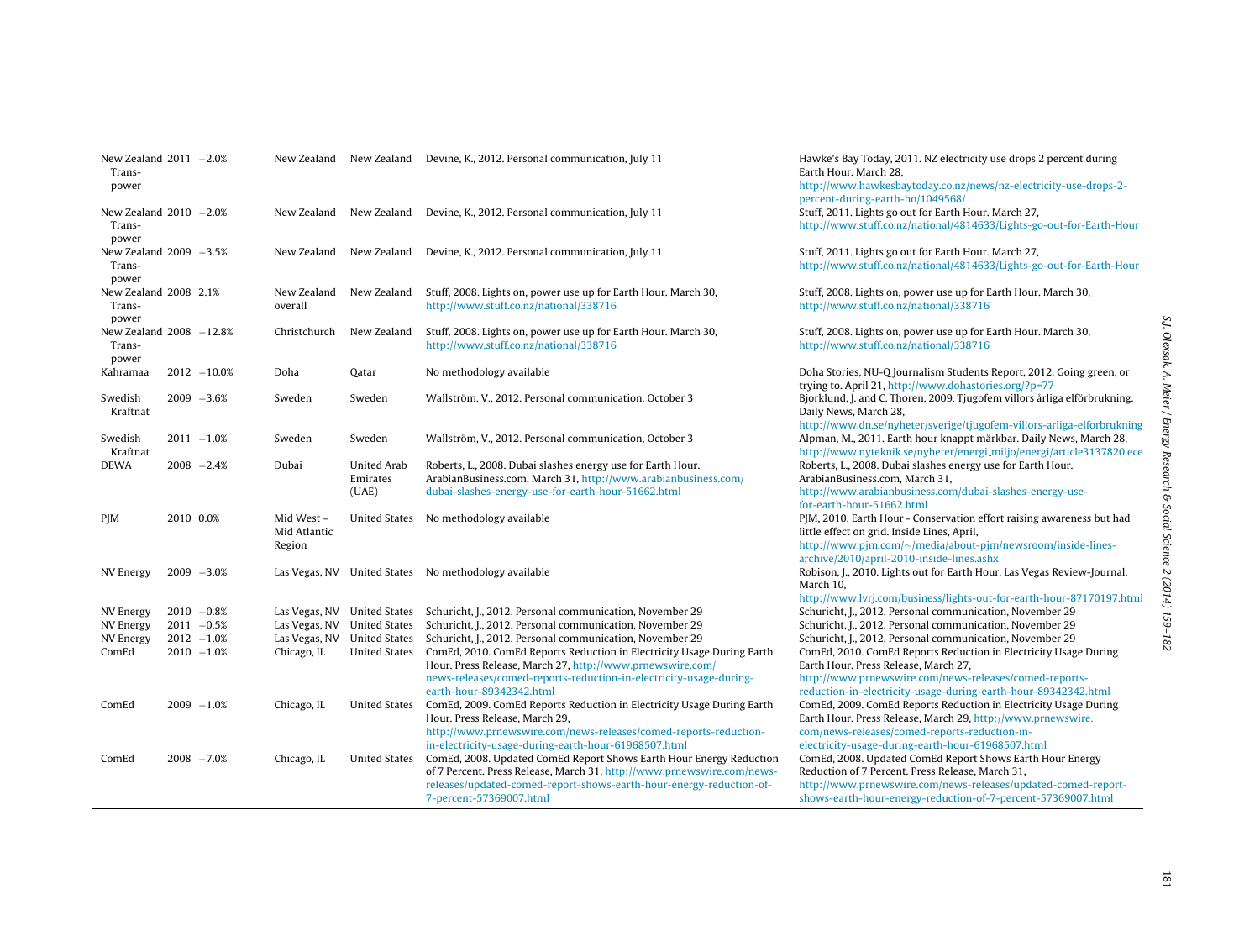| | | | | | | |
|---|---|---|---|---|---|---|
| New Zealand Trans-power | 2011 | −2.0% | New Zealand | New Zealand | Devine, K., 2012. Personal communication, July 11 | Hawke's Bay Today, 2011. NZ electricity use drops 2 percent during Earth Hour. March 28, http://www.hawkesbaytoday.co.nz/news/nz-electricity-use-drops-2-percent-during-earth-ho/1049568/ |
| New Zealand Trans-power | 2010 | −2.0% | New Zealand | New Zealand | Devine, K., 2012. Personal communication, July 11 | Stuff, 2011. Lights go out for Earth Hour. March 27, http://www.stuff.co.nz/national/4814633/Lights-go-out-for-Earth-Hour |
| New Zealand Trans-power | 2009 | −3.5% | New Zealand | New Zealand | Devine, K., 2012. Personal communication, July 11 | Stuff, 2011. Lights go out for Earth Hour. March 27, http://www.stuff.co.nz/national/4814633/Lights-go-out-for-Earth-Hour |
| New Zealand Trans-power | 2008 | 2.1% | New Zealand overall | New Zealand | Stuff, 2008. Lights on, power use up for Earth Hour. March 30, http://www.stuff.co.nz/national/338716 | Stuff, 2008. Lights on, power use up for Earth Hour. March 30, http://www.stuff.co.nz/national/338716 |
| New Zealand Trans-power | 2008 | −12.8% | Christchurch | New Zealand | Stuff, 2008. Lights on, power use up for Earth Hour. March 30, http://www.stuff.co.nz/national/338716 | Stuff, 2008. Lights on, power use up for Earth Hour. March 30, http://www.stuff.co.nz/national/338716 |
| Kahramaa | 2012 | −10.0% | Doha | Qatar | No methodology available | Doha Stories, NU-Q Journalism Students Report, 2012. Going green, or trying to. April 21, http://www.dohastories.org/?p=77 |
| Swedish Kraftnat | 2009 | −3.6% | Sweden | Sweden | Wallström, V., 2012. Personal communication, October 3 | Bjorklund, J. and C. Thoren, 2009. Tjugofem villors årliga elförbrukning. Daily News, March 28, http://www.dn.se/nyheter/sverige/tjugofem-villors-arliga-elforbrukning |
| Swedish Kraftnat | 2011 | −1.0% | Sweden | Sweden | Wallström, V., 2012. Personal communication, October 3 | Alpman, M., 2011. Earth hour knappt märkbar. Daily News, March 28, http://www.nyteknik.se/nyheter/energi_miljo/energi/article3137820.ece |
| DEWA | 2008 | −2.4% | Dubai | United Arab Emirates (UAE) | Roberts, L., 2008. Dubai slashes energy use for Earth Hour. ArabianBusiness.com, March 31, http://www.arabianbusiness.com/dubai-slashes-energy-use-for-earth-hour-51662.html | Roberts, L., 2008. Dubai slashes energy use for Earth Hour. ArabianBusiness.com, March 31, http://www.arabianbusiness.com/dubai-slashes-energy-use-for-earth-hour-51662.html |
| PJM | 2010 | 0.0% | Mid West – Mid Atlantic Region | United States | No methodology available | PJM, 2010. Earth Hour - Conservation effort raising awareness but had little effect on grid. Inside Lines, April, http://www.pjm.com/~/media/about-pjm/newsroom/inside-lines-archive/2010/april-2010-inside-lines.ashx |
| NV Energy | 2009 | −3.0% | Las Vegas, NV | United States | No methodology available | Robison, J., 2010. Lights out for Earth Hour. Las Vegas Review-Journal, March 10, http://www.lvrj.com/business/lights-out-for-earth-hour-87170197.html |
| NV Energy | 2010 | −0.8% | Las Vegas, NV | United States | Schuricht, J., 2012. Personal communication, November 29 | Schuricht, J., 2012. Personal communication, November 29 |
| NV Energy | 2011 | −0.5% | Las Vegas, NV | United States | Schuricht, J., 2012. Personal communication, November 29 | Schuricht, J., 2012. Personal communication, November 29 |
| NV Energy | 2012 | −1.0% | Las Vegas, NV | United States | Schuricht, J., 2012. Personal communication, November 29 | Schuricht, J., 2012. Personal communication, November 29 |
| ComEd | 2010 | −1.0% | Chicago, IL | United States | ComEd, 2010. ComEd Reports Reduction in Electricity Usage During Earth Hour. Press Release, March 27, http://www.prnewswire.com/news-releases/comed-reports-reduction-in-electricity-usage-during-earth-hour-89342342.html | ComEd, 2010. ComEd Reports Reduction in Electricity Usage During Earth Hour. Press Release, March 27, http://www.prnewswire.com/news-releases/comed-reports-reduction-in-electricity-usage-during-earth-hour-89342342.html |
| ComEd | 2009 | −1.0% | Chicago, IL | United States | ComEd, 2009. ComEd Reports Reduction in Electricity Usage During Earth Hour. Press Release, March 29, http://www.prnewswire.com/news-releases/comed-reports-reduction-in-electricity-usage-during-earth-hour-61968507.html | ComEd, 2009. ComEd Reports Reduction in Electricity Usage During Earth Hour. Press Release, March 29, http://www.prnewswire.com/news-releases/comed-reports-reduction-in-electricity-usage-during-earth-hour-61968507.html |
| ComEd | 2008 | −7.0% | Chicago, IL | United States | ComEd, 2008. Updated ComEd Report Shows Earth Hour Energy Reduction of 7 Percent. Press Release, March 31, http://www.prnewswire.com/news-releases/updated-comed-report-shows-earth-hour-energy-reduction-of-7-percent-57369007.html | ComEd, 2008. Updated ComEd Report Shows Earth Hour Energy Reduction of 7 Percent. Press Release, March 31, http://www.prnewswire.com/news-releases/updated-comed-report-shows-earth-hour-energy-reduction-of-7-percent-57369007.html |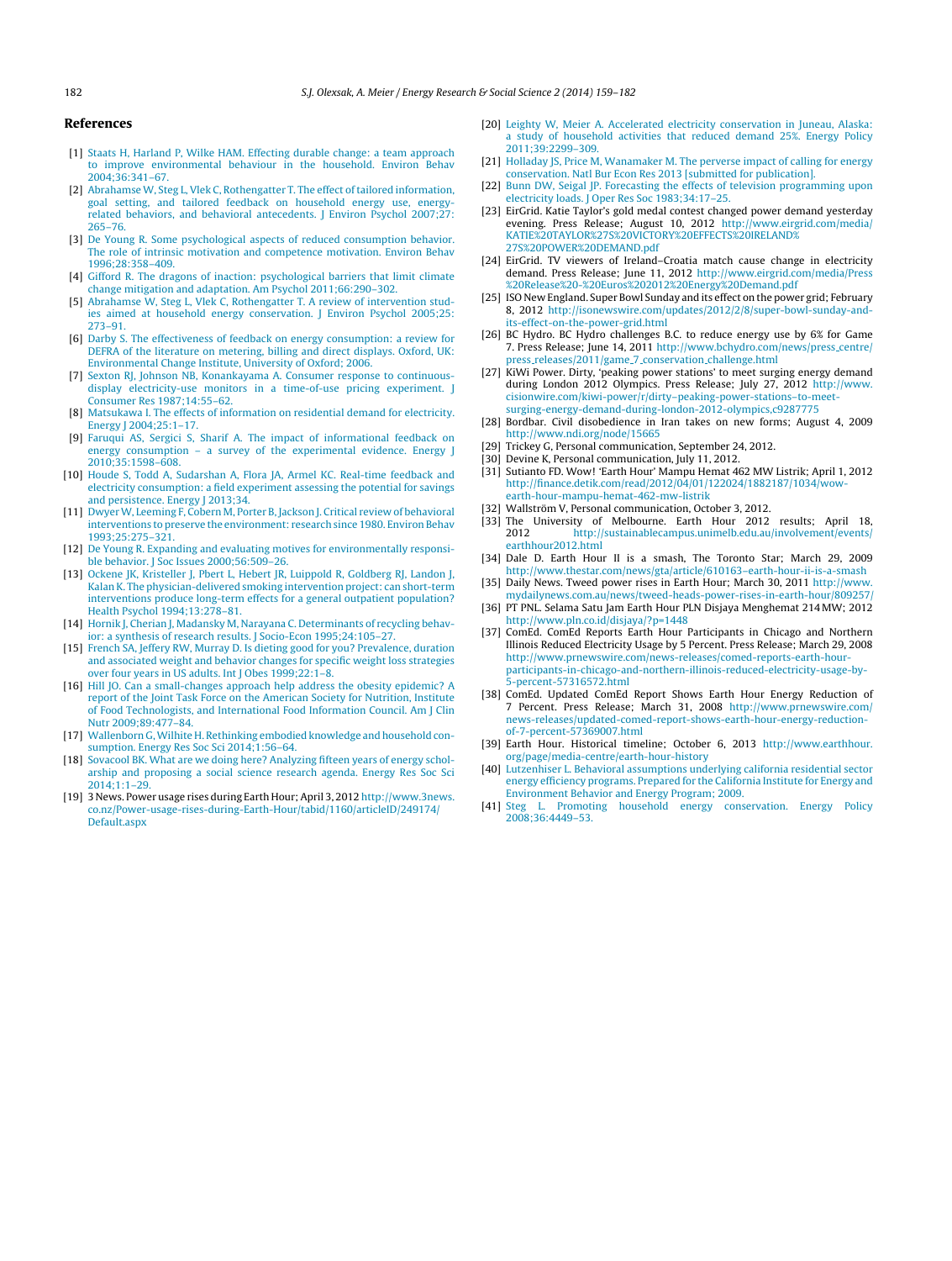## References

[1] Staats H, Harland P, Wilke HAM. Effecting durable change: a team approach to improve environmental behaviour in the household. Environ Behav 2004;36:341–67.

[2] Abrahamse W, Steg L, Vlek C, Rothengatter T. The effect of tailored information, goal setting, and tailored feedback on household energy use, energy-related behaviors, and behavioral antecedents. J Environ Psychol 2007;27:265–76.

[3] De Young R. Some psychological aspects of reduced consumption behavior. The role of intrinsic motivation and competence motivation. Environ Behav 1996;28:358–409.

[4] Gifford R. The dragons of inaction: psychological barriers that limit climate change mitigation and adaptation. Am Psychol 2011;66:290–302.

[5] Abrahamse W, Steg L, Vlek C, Rothengatter T. A review of intervention studies aimed at household energy conservation. J Environ Psychol 2005;25:273–91.

[6] Darby S. The effectiveness of feedback on energy consumption: a review for DEFRA of the literature on metering, billing and direct displays. Oxford, UK: Environmental Change Institute, University of Oxford; 2006.

[7] Sexton RJ, Johnson NB, Konankayama A. Consumer response to continuous-display electricity-use monitors in a time-of-use pricing experiment. J Consumer Res 1987;14:55–62.

[8] Matsukawa I. The effects of information on residential demand for electricity. Energy J 2004;25:1–17.

[9] Faruqui AS, Sergici S, Sharif A. The impact of informational feedback on energy consumption – a survey of the experimental evidence. Energy J 2010;35:1598–608.

[10] Houde S, Todd A, Sudarshan A, Flora JA, Armel KC. Real-time feedback and electricity consumption: a field experiment assessing the potential for savings and persistence. Energy J 2013;34.

[11] Dwyer W, Leeming F, Cobern M, Porter B, Jackson J. Critical review of behavioral interventions to preserve the environment: research since 1980. Environ Behav 1993;25:275–321.

[12] De Young R. Expanding and evaluating motives for environmentally responsible behavior. J Soc Issues 2000;56:509–26.

[13] Ockene JK, Kristeller J, Pbert L, Hebert JR, Luippold R, Goldberg RJ, Landon J, Kalan K. The physician-delivered smoking intervention project: can short-term interventions produce long-term effects for a general outpatient population? Health Psychol 1994;13:278–81.

[14] Hornik J, Cherian J, Madansky M, Narayana C. Determinants of recycling behavior: a synthesis of research results. J Socio-Econ 1995;24:105–27.

[15] French SA, Jeffery RW, Murray D. Is dieting good for you? Prevalence, duration and associated weight and behavior changes for specific weight loss strategies over four years in US adults. Int J Obes 1999;22:1–8.

[16] Hill JO. Can a small-changes approach help address the obesity epidemic? A report of the Joint Task Force on the American Society for Nutrition, Institute of Food Technologists, and International Food Information Council. Am J Clin Nutr 2009;89:477–84.

[17] Wallenborn G, Wilhite H. Rethinking embodied knowledge and household consumption. Energy Res Soc Sci 2014;1:56–64.

[18] Sovacool BK. What are we doing here? Analyzing fifteen years of energy scholarship and proposing a social science research agenda. Energy Res Soc Sci 2014;1:1–29.

[19] 3 News. Power usage rises during Earth Hour; April 3, 2012 http://www.3news.co.nz/Power-usage-rises-during-Earth-Hour/tabid/1160/articleID/249174/Default.aspx

[20] Leighty W, Meier A. Accelerated electricity conservation in Juneau, Alaska: a study of household activities that reduced demand 25%. Energy Policy 2011;39:2299–309.

[21] Holladay JS, Price M, Wanamaker M. The perverse impact of calling for energy conservation. Natl Bur Econ Res 2013 [submitted for publication].

[22] Bunn DW, Seigal JP. Forecasting the effects of television programming upon electricity loads. J Oper Res Soc 1983;34:17–25.

[23] EirGrid. Katie Taylor's gold medal contest changed power demand yesterday evening. Press Release; August 10, 2012 http://www.eirgrid.com/media/KATIE%20TAYLOR%27S%20VICTORY%20EFFECTS%20IRELAND%27S%20POWER%20DEMAND.pdf

[24] EirGrid. TV viewers of Ireland–Croatia match cause change in electricity demand. Press Release; June 11, 2012 http://www.eirgrid.com/media/Press%20Release%20-%20Euros%202012%20Energy%20Demand.pdf

[25] ISO New England. Super Bowl Sunday and its effect on the power grid; February 8, 2012 http://isonewswire.com/updates/2012/2/8/super-bowl-sunday-and-its-effect-on-the-power-grid.html

[26] BC Hydro. BC Hydro challenges B.C. to reduce energy use by 6% for Game 7. Press Release; June 14, 2011 http://www.bchydro.com/news/press_centre/press_releases/2011/game_7_conservation_challenge.html

[27] KiWi Power. Dirty, 'peaking power stations' to meet surging energy demand during London 2012 Olympics. Press Release; July 27, 2012 http://www.cisionwire.com/kiwi-power/r/dirty--peaking-power-stations--to-meet-surging-energy-demand-during-london-2012-olympics,c9287775

[28] Bordbar. Civil disobedience in Iran takes on new forms; August 4, 2009 http://www.ndi.org/node/15665

[29] Trickey G, Personal communication, September 24, 2012.

[30] Devine K, Personal communication, July 11, 2012.

[31] Sutianto FD. Wow! 'Earth Hour' Mampu Hemat 462 MW Listrik; April 1, 2012 http://finance.detik.com/read/2012/04/01/122024/1882187/1034/wow-earth-hour-mampu-hemat-462-mw-listrik

[32] Wallström V, Personal communication, October 3, 2012.

[33] The University of Melbourne. Earth Hour 2012 results; April 18, 2012 http://sustainablecampus.unimelb.edu.au/involvement/events/earthhour2012.html

[34] Dale D. Earth Hour II is a smash, The Toronto Star; March 29, 2009 http://www.thestar.com/news/gta/article/610163--earth-hour-ii-is-a-smash

[35] Daily News. Tweed power rises in Earth Hour; March 30, 2011 http://www.mydailynews.com.au/news/tweed-heads-power-rises-in-earth-hour/809257/

[36] PT PNL. Selama Satu Jam Earth Hour PLN Disjaya Menghemat 214 MW; 2012 http://www.pln.co.id/disjaya/?p=1448

[37] ComEd. ComEd Reports Earth Hour Participants in Chicago and Northern Illinois Reduced Electricity Usage by 5 Percent. Press Release; March 29, 2008 http://www.prnewswire.com/news-releases/comed-reports-earth-hour-participants-in-chicago-and-northern-illinois-reduced-electricity-usage-by-5-percent-57316572.html

[38] ComEd. Updated ComEd Report Shows Earth Hour Energy Reduction of 7 Percent. Press Release; March 31, 2008 http://www.prnewswire.com/news-releases/updated-comed-report-shows-earth-hour-energy-reduction-of-7-percent-57369007.html

[39] Earth Hour. Historical timeline; October 6, 2013 http://www.earthhour.org/page/media-centre/earth-hour-history

[40] Lutzenhiser L. Behavioral assumptions underlying california residential sector energy efficiency programs. Prepared for the California Institute for Energy and Environment Behavior and Energy Program; 2009.

[41] Steg L. Promoting household energy conservation. Energy Policy 2008;36:4449–53.